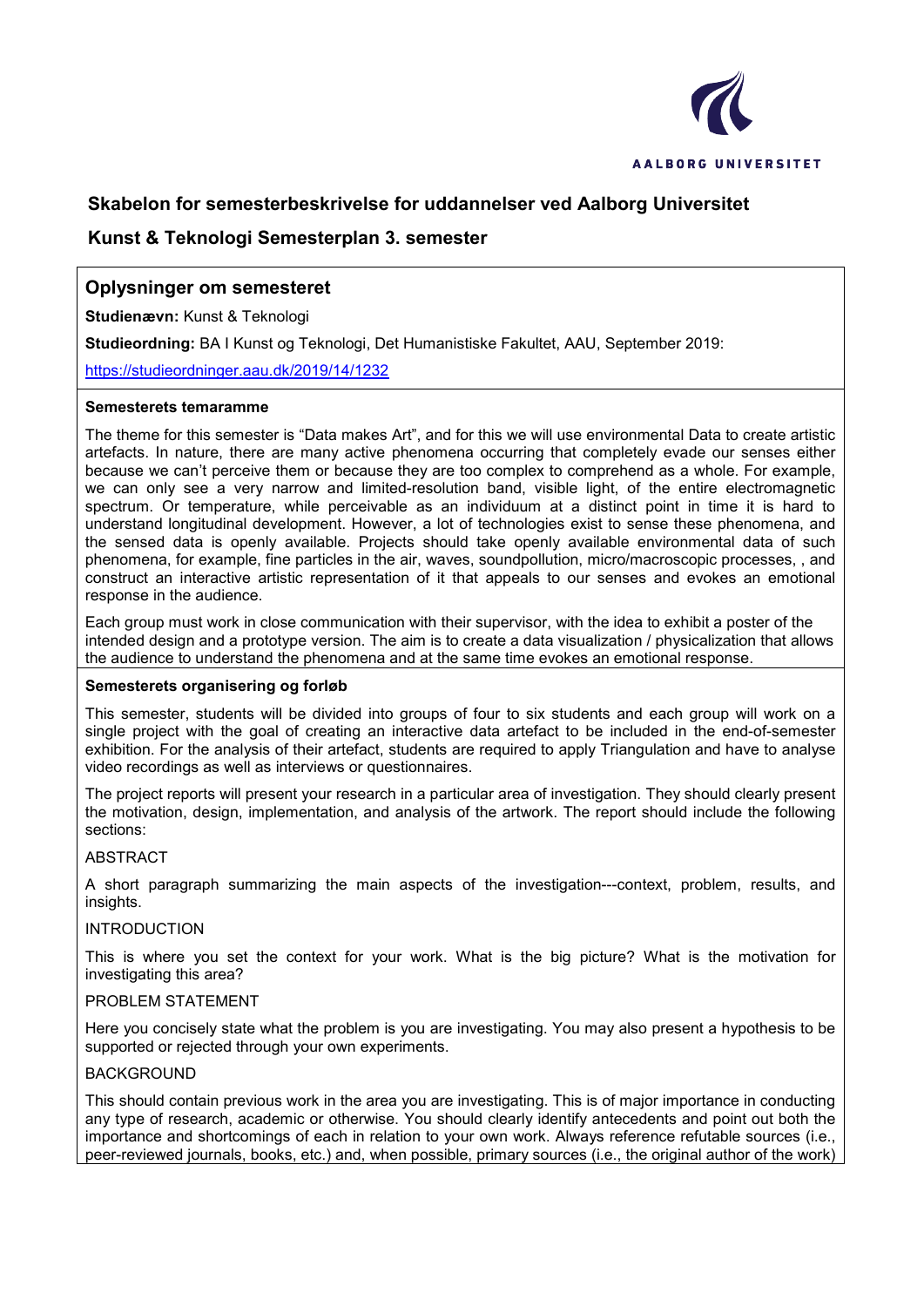# Skabelon for semesterbeskrivelse for uddannelser ved Aalborg Universitet

## Kunst & Teknologi Semesterplan 3. semester

### Oplysninger om semesteret

**Studienævn:** Kunst & Teknologi

**Studieordning:** BA I Kunst og Teknologi, Det Humanistiske Fakultet, AAU, September 2019:

https://studieordninger.aau.dk/2019/14/1232

**Semesterets temaramme**

The theme for this semester is "Data makes Art", and for this we will use environmental Data to create artistic artefacts. In nature, there are many active phenomena occurring that completely evade our senses either because we can't perceive them or because they are too complex to comprehend as a whole. For example, we can only see a very narrow and limited-resolution band, visible light, of the entire electromagnetic spectrum. Or temperature, while perceivable as an individuum at a distinct point in time it is hard to understand longitudinal development. However, a lot of technologies exist to sense these phenomena, and the sensed data is openly available. Projects should take openly available environmental data of such phenomena, for example, fine particles in the air, waves, soundpollution, micro/macroscopic processes, , and construct an interactive artistic representation of it that appeals to our senses and evokes an emotional response in the audience.

Each group must work in close communication with their supervisor, with the idea to exhibit a poster of the intended design and a prototype version. The aim is to create a data visualization / physicalization that allows the audience to understand the phenomena and at the same time evokes an emotional response.

**Semesterets organisering og forløb**

This semester, students will be divided into groups of four to six students and each group will work on a single project with the goal of creating an interactive data artefact to be included in the end-of-semester exhibition. For the analysis of their artefact, students are required to apply Triangulation and have to analyse video recordings as well as interviews or questionnaires.

The project reports will present your research in a particular area of investigation. They should clearly present the motivation, design, implementation, and analysis of the artwork. The report should include the following sections:

ABSTRACT

A short paragraph summarizing the main aspects of the investigation---context, problem, results, and insights.

INTRODUCTION

This is where you set the context for your work. What is the big picture? What is the motivation for investigating this area?

PROBLEM STATEMENT

Here you concisely state what the problem is you are investigating. You may also present a hypothesis to be supported or rejected through your own experiments.

BACKGROUND

This should contain previous work in the area you are investigating. This is of major importance in conducting any type of research, academic or otherwise. You should clearly identify antecedents and point out both the importance and shortcomings of each in relation to your own work. Always reference refutable sources (i.e., peer-reviewed journals, books, etc.) and, when possible, primary sources (i.e., the original author of the work)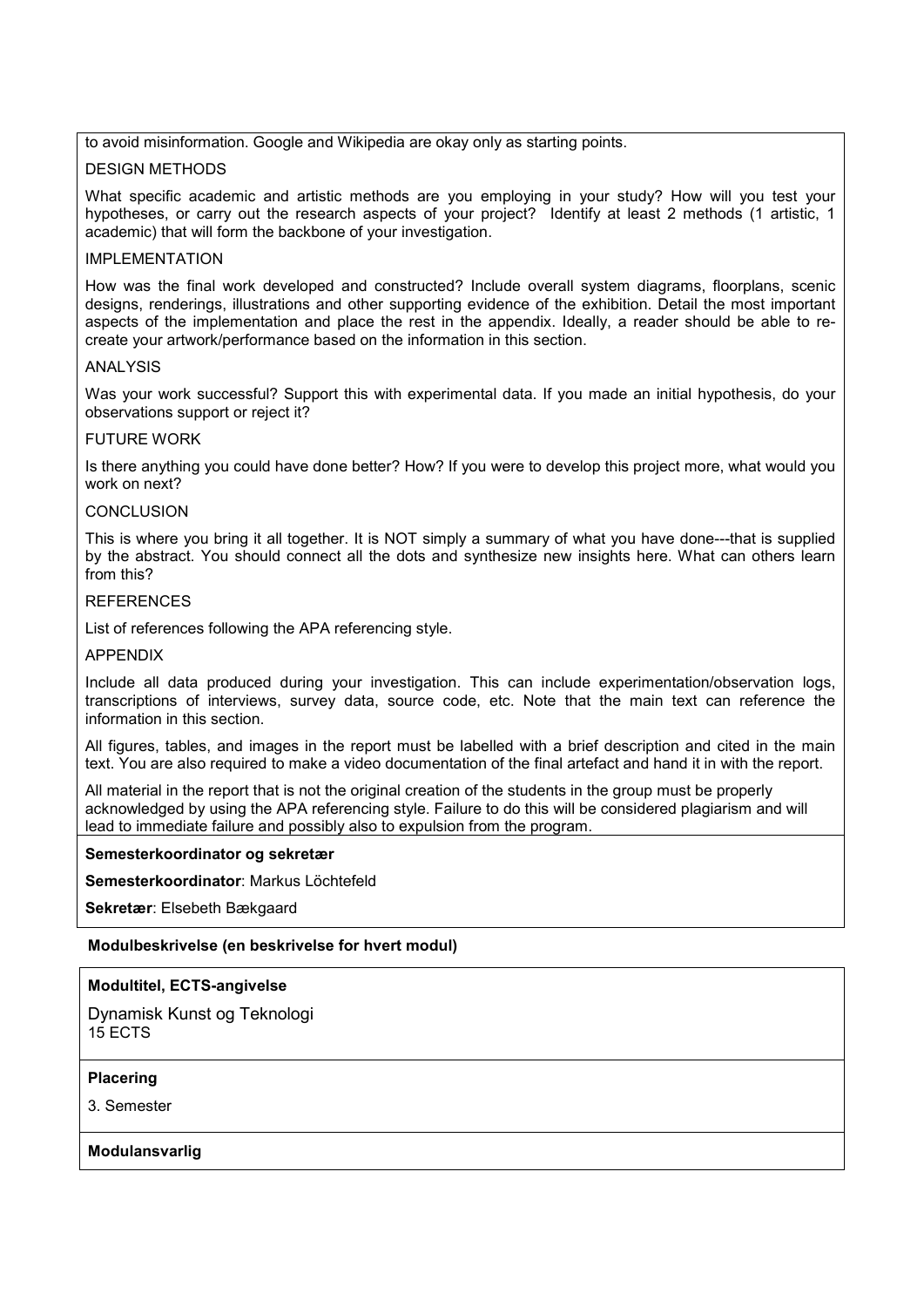to avoid misinformation. Google and Wikipedia are okay only as starting points.

DESIGN METHODS

What specific academic and artistic methods are you employing in your study? How will you test your hypotheses, or carry out the research aspects of your project? Identify at least 2 methods (1 artistic, 1 academic) that will form the backbone of your investigation.

IMPLEMENTATION

How was the final work developed and constructed? Include overall system diagrams, floorplans, scenic designs, renderings, illustrations and other supporting evidence of the exhibition. Detail the most important aspects of the implementation and place the rest in the appendix. Ideally, a reader should be able to re-create your artwork/performance based on the information in this section.

ANALYSIS

Was your work successful? Support this with experimental data. If you made an initial hypothesis, do your observations support or reject it?

FUTURE WORK

Is there anything you could have done better? How? If you were to develop this project more, what would you work on next?

CONCLUSION

This is where you bring it all together. It is NOT simply a summary of what you have done---that is supplied by the abstract. You should connect all the dots and synthesize new insights here. What can others learn from this?

REFERENCES

List of references following the APA referencing style.

APPENDIX

Include all data produced during your investigation. This can include experimentation/observation logs, transcriptions of interviews, survey data, source code, etc. Note that the main text can reference the information in this section.

All figures, tables, and images in the report must be labelled with a brief description and cited in the main text. You are also required to make a video documentation of the final artefact and hand it in with the report.

All material in the report that is not the original creation of the students in the group must be properly acknowledged by using the APA referencing style. Failure to do this will be considered plagiarism and will lead to immediate failure and possibly also to expulsion from the program.

**Semesterkoordinator og sekretær**

**Semesterkoordinator**: Markus Löchtefeld

**Sekretær**: Elsebeth Bækgaard

**Modulbeskrivelse (en beskrivelse for hvert modul)**

**Modultitel, ECTS-angivelse**

Dynamisk Kunst og Teknologi
15 ECTS

**Placering**

3. Semester

**Modulansvarlig**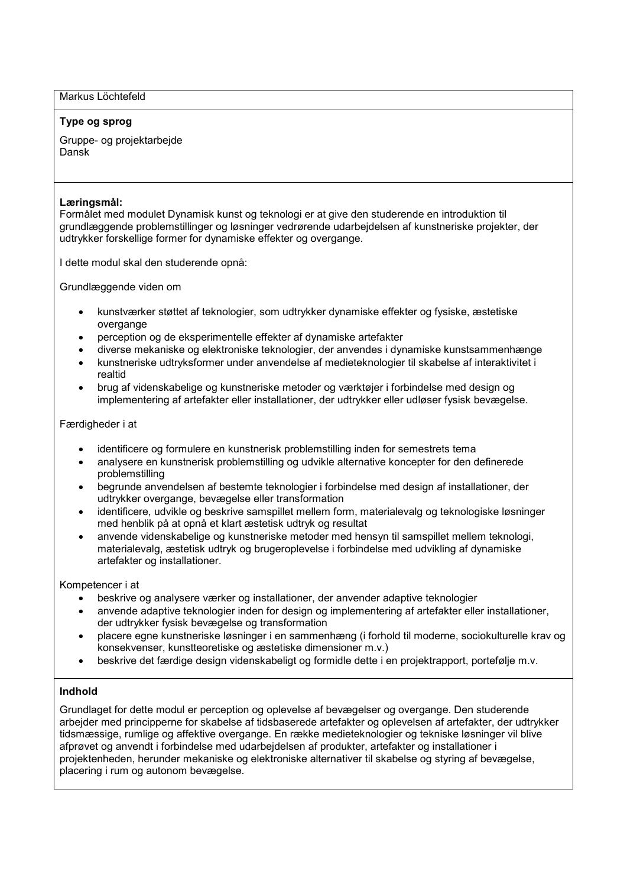Markus Löchtefeld

**Type og sprog**

Gruppe- og projektarbejde
Dansk

**Læringsmål:**
Formålet med modulet Dynamisk kunst og teknologi er at give den studerende en introduktion til grundlæggende problemstillinger og løsninger vedrørende udarbejdelsen af kunstneriske projekter, der udtrykker forskellige former for dynamiske effekter og overgange.

I dette modul skal den studerende opnå:

Grundlæggende viden om

- kunstværker støttet af teknologier, som udtrykker dynamiske effekter og fysiske, æstetiske overgange
- perception og de eksperimentelle effekter af dynamiske artefakter
- diverse mekaniske og elektroniske teknologier, der anvendes i dynamiske kunstsammenhænge
- kunstneriske udtryksformer under anvendelse af medieteknologier til skabelse af interaktivitet i realtid
- brug af videnskabelige og kunstneriske metoder og værktøjer i forbindelse med design og implementering af artefakter eller installationer, der udtrykker eller udløser fysisk bevægelse.

Færdigheder i at

- identificere og formulere en kunstnerisk problemstilling inden for semestrets tema
- analysere en kunstnerisk problemstilling og udvikle alternative koncepter for den definerede problemstilling
- begrunde anvendelsen af bestemte teknologier i forbindelse med design af installationer, der udtrykker overgange, bevægelse eller transformation
- identificere, udvikle og beskrive samspillet mellem form, materialevalg og teknologiske løsninger med henblik på at opnå et klart æstetisk udtryk og resultat
- anvende videnskabelige og kunstneriske metoder med hensyn til samspillet mellem teknologi, materialevalg, æstetisk udtryk og brugeroplevelse i forbindelse med udvikling af dynamiske artefakter og installationer.

Kompetencer i at

- beskrive og analysere værker og installationer, der anvender adaptive teknologier
- anvende adaptive teknologier inden for design og implementering af artefakter eller installationer, der udtrykker fysisk bevægelse og transformation
- placere egne kunstneriske løsninger i en sammenhæng (i forhold til moderne, sociokulturelle krav og konsekvenser, kunstteoretiske og æstetiske dimensioner m.v.)
- beskrive det færdige design videnskabeligt og formidle dette i en projektrapport, portefølje m.v.

**Indhold**

Grundlaget for dette modul er perception og oplevelse af bevægelser og overgange. Den studerende arbejder med principperne for skabelse af tidsbaserede artefakter og oplevelsen af artefakter, der udtrykker tidsmæssige, rumlige og affektive overgange. En række medieteknologier og tekniske løsninger vil blive afprøvet og anvendt i forbindelse med udarbejdelsen af produkter, artefakter og installationer i projektenheden, herunder mekaniske og elektroniske alternativer til skabelse og styring af bevægelse, placering i rum og autonom bevægelse.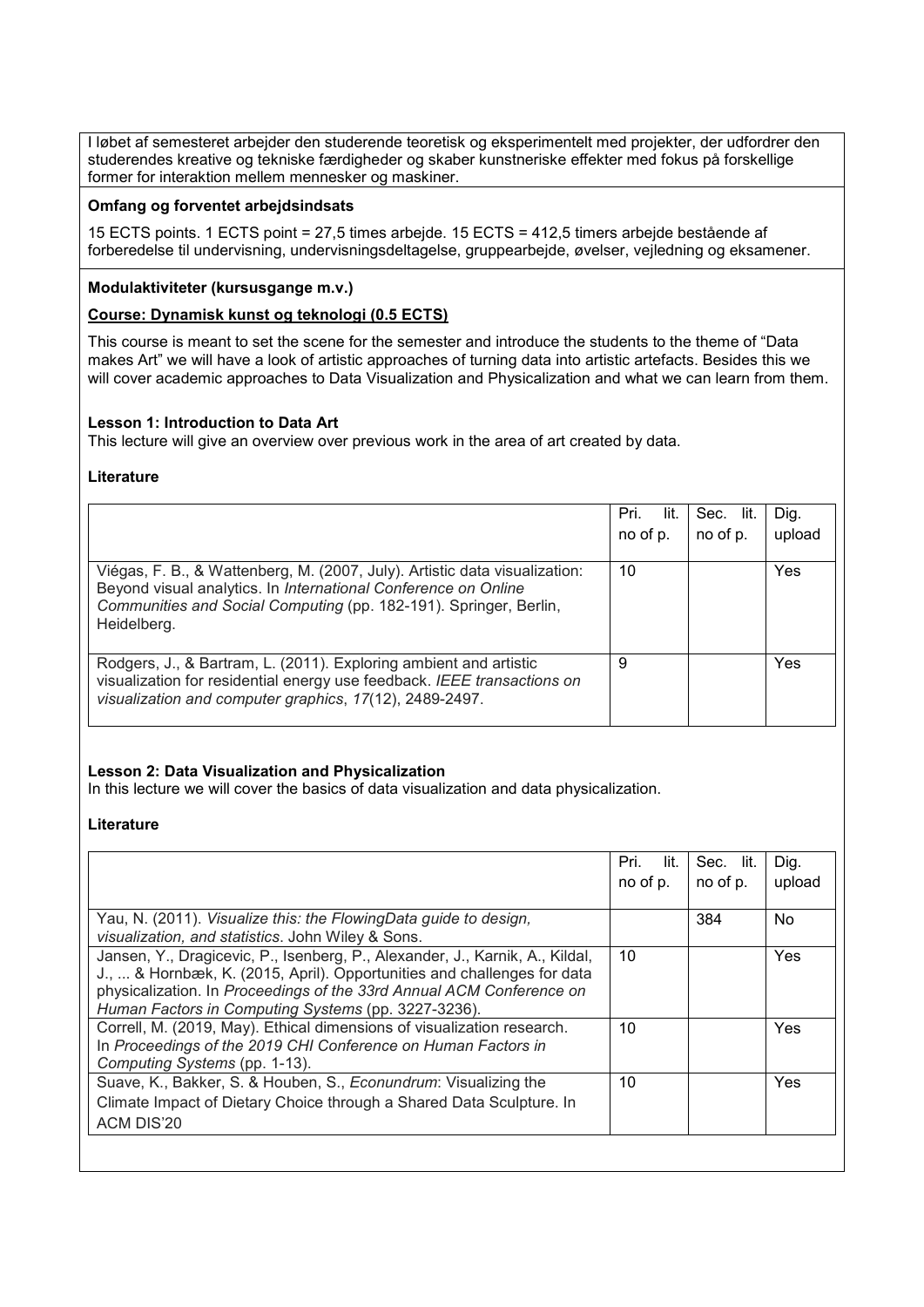I løbet af semesteret arbejder den studerende teoretisk og eksperimentelt med projekter, der udfordrer den studerendes kreative og tekniske færdigheder og skaber kunstneriske effekter med fokus på forskellige former for interaktion mellem mennesker og maskiner.

**Omfang og forventet arbejdsindsats**

15 ECTS points. 1 ECTS point = 27,5 times arbejde. 15 ECTS = 412,5 timers arbejde bestående af forberedelse til undervisning, undervisningsdeltagelse, gruppearbejde, øvelser, vejledning og eksamener.

**Modulaktiviteter (kursusgange m.v.)**

**Course: Dynamisk kunst og teknologi (0.5 ECTS)**

This course is meant to set the scene for the semester and introduce the students to the theme of "Data makes Art" we will have a look of artistic approaches of turning data into artistic artefacts. Besides this we will cover academic approaches to Data Visualization and Physicalization and what we can learn from them.

**Lesson 1: Introduction to Data Art**
This lecture will give an overview over previous work in the area of art created by data.

**Literature**

| | Pri. lit. no of p. | Sec. lit. no of p. | Dig. upload |
|---|---|---|---|
| Viégas, F. B., & Wattenberg, M. (2007, July). Artistic data visualization: Beyond visual analytics. In *International Conference on Online Communities and Social Computing* (pp. 182-191). Springer, Berlin, Heidelberg. | 10 | | Yes |
| Rodgers, J., & Bartram, L. (2011). Exploring ambient and artistic visualization for residential energy use feedback. *IEEE transactions on visualization and computer graphics*, *17*(12), 2489-2497. | 9 | | Yes |

**Lesson 2: Data Visualization and Physicalization**
In this lecture we will cover the basics of data visualization and data physicalization.

**Literature**

| | Pri. lit. no of p. | Sec. lit. no of p. | Dig. upload |
|---|---|---|---|
| Yau, N. (2011). *Visualize this: the FlowingData guide to design, visualization, and statistics*. John Wiley & Sons. | | 384 | No |
| Jansen, Y., Dragicevic, P., Isenberg, P., Alexander, J., Karnik, A., Kildal, J., ... & Hornbæk, K. (2015, April). Opportunities and challenges for data physicalization. In *Proceedings of the 33rd Annual ACM Conference on Human Factors in Computing Systems* (pp. 3227-3236). | 10 | | Yes |
| Correll, M. (2019, May). Ethical dimensions of visualization research. In *Proceedings of the 2019 CHI Conference on Human Factors in Computing Systems* (pp. 1-13). | 10 | | Yes |
| Suave, K., Bakker, S. & Houben, S., *Econundrum*: Visualizing the Climate Impact of Dietary Choice through a Shared Data Sculpture. In ACM DIS'20 | 10 | | Yes |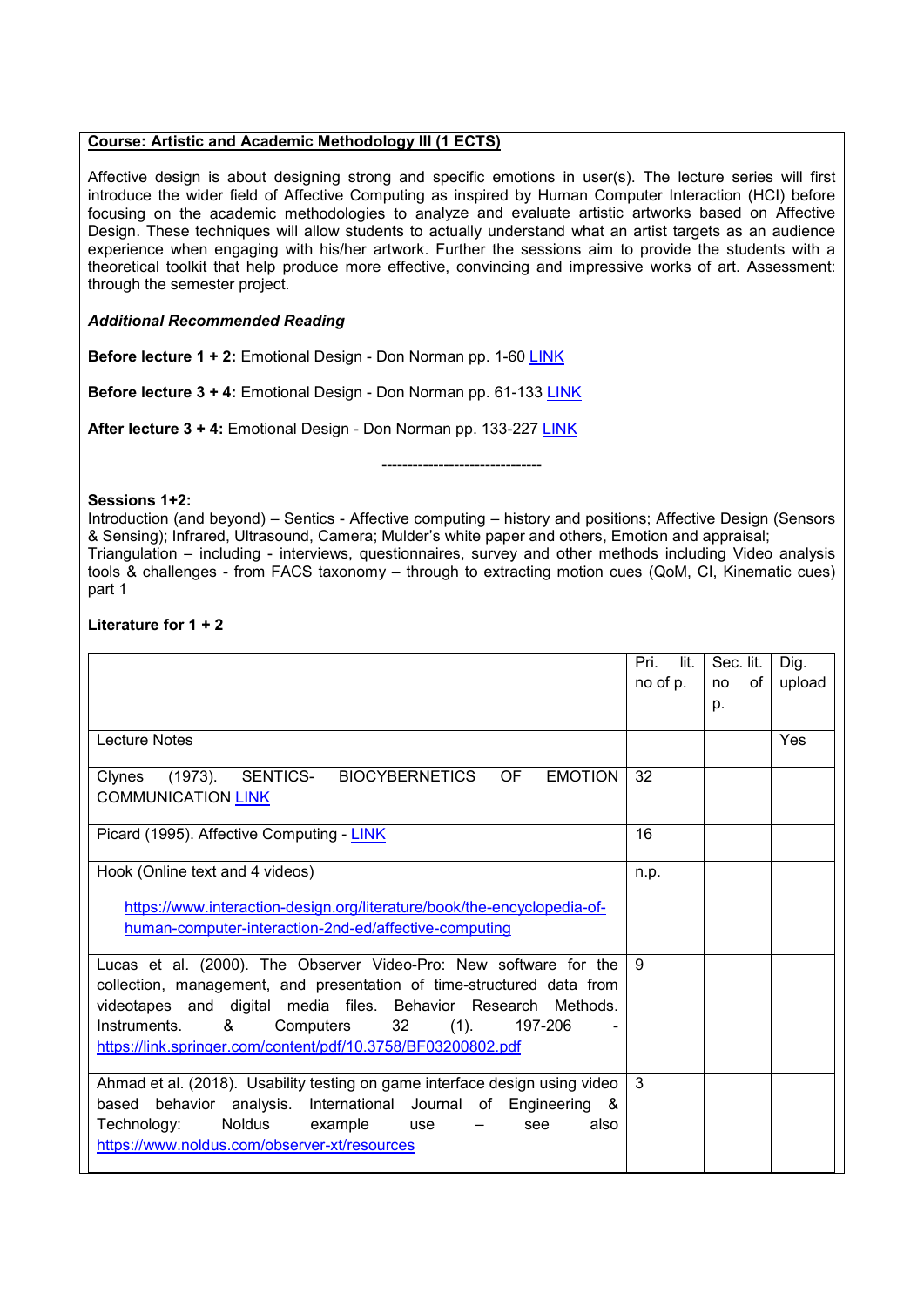**Course: Artistic and Academic Methodology III (1 ECTS)**

Affective design is about designing strong and specific emotions in user(s). The lecture series will first introduce the wider field of Affective Computing as inspired by Human Computer Interaction (HCI) before focusing on the academic methodologies to analyze and evaluate artistic artworks based on Affective Design. These techniques will allow students to actually understand what an artist targets as an audience experience when engaging with his/her artwork. Further the sessions aim to provide the students with a theoretical toolkit that help produce more effective, convincing and impressive works of art. Assessment: through the semester project.

***Additional Recommended Reading***

**Before lecture 1 + 2:** Emotional Design - Don Norman pp. 1-60 LINK

**Before lecture 3 + 4:** Emotional Design - Don Norman pp. 61-133 LINK

**After lecture 3 + 4:** Emotional Design - Don Norman pp. 133-227 LINK

-------------------------------

**Sessions 1+2:**
Introduction (and beyond) – Sentics - Affective computing – history and positions; Affective Design (Sensors & Sensing); Infrared, Ultrasound, Camera; Mulder's white paper and others, Emotion and appraisal; Triangulation – including - interviews, questionnaires, survey and other methods including Video analysis tools & challenges - from FACS taxonomy – through to extracting motion cues (QoM, CI, Kinematic cues) part 1

**Literature for 1 + 2**

| | Pri. lit. no of p. | Sec. lit. no of p. | Dig. upload |
|---|---|---|---|
| Lecture Notes | | | Yes |
| Clynes (1973). SENTICS- BIOCYBERNETICS OF EMOTION COMMUNICATION LINK | 32 | | |
| Picard (1995). Affective Computing - LINK | 16 | | |
| Hook (Online text and 4 videos)<br><br>https://www.interaction-design.org/literature/book/the-encyclopedia-of-human-computer-interaction-2nd-ed/affective-computing | n.p. | | |
| Lucas et al. (2000). The Observer Video-Pro: New software for the collection, management, and presentation of time-structured data from videotapes and digital media files. Behavior Research Methods. Instruments. & Computers 32 (1). 197-206 - https://link.springer.com/content/pdf/10.3758/BF03200802.pdf | 9 | | |
| Ahmad et al. (2018). Usability testing on game interface design using video based behavior analysis. International Journal of Engineering & Technology: Noldus example use – see also https://www.noldus.com/observer-xt/resources | 3 | | |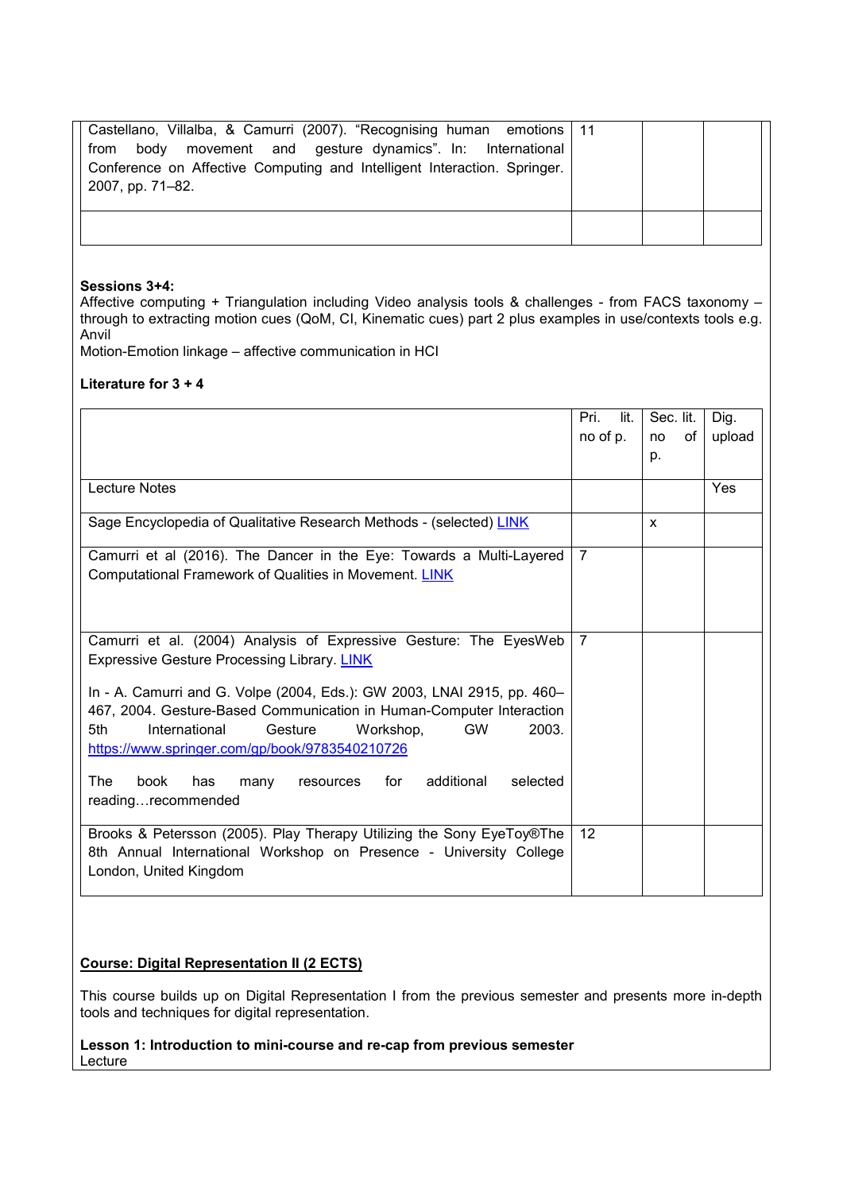| | | | |
|---|---|---|---|
| Castellano, Villalba, & Camurri (2007). "Recognising human emotions from body movement and gesture dynamics". In: International Conference on Affective Computing and Intelligent Interaction. Springer. 2007, pp. 71–82. | 11 | | |
| | | | |

**Sessions 3+4:**
Affective computing + Triangulation including Video analysis tools & challenges - from FACS taxonomy – through to extracting motion cues (QoM, CI, Kinematic cues) part 2 plus examples in use/contexts tools e.g. Anvil
Motion-Emotion linkage – affective communication in HCI

**Literature for 3 + 4**

| | Pri. lit. no of p. | Sec. lit. no of p. | Dig. upload |
|---|---|---|---|
| Lecture Notes | | | Yes |
| Sage Encyclopedia of Qualitative Research Methods - (selected) LINK | | x | |
| Camurri et al (2016). The Dancer in the Eye: Towards a Multi-Layered Computational Framework of Qualities in Movement. LINK | 7 | | |
| Camurri et al. (2004) Analysis of Expressive Gesture: The EyesWeb Expressive Gesture Processing Library. LINK<br><br>In - A. Camurri and G. Volpe (2004, Eds.): GW 2003, LNAI 2915, pp. 460–467, 2004. Gesture-Based Communication in Human-Computer Interaction 5th International Gesture Workshop, GW 2003. https://www.springer.com/gp/book/9783540210726<br><br>The book has many resources for additional selected reading…recommended | 7 | | |
| Brooks & Petersson (2005). Play Therapy Utilizing the Sony EyeToy®The 8th Annual International Workshop on Presence - University College London, United Kingdom | 12 | | |

**Course: Digital Representation II (2 ECTS)**

This course builds up on Digital Representation I from the previous semester and presents more in-depth tools and techniques for digital representation.

**Lesson 1: Introduction to mini-course and re-cap from previous semester**
Lecture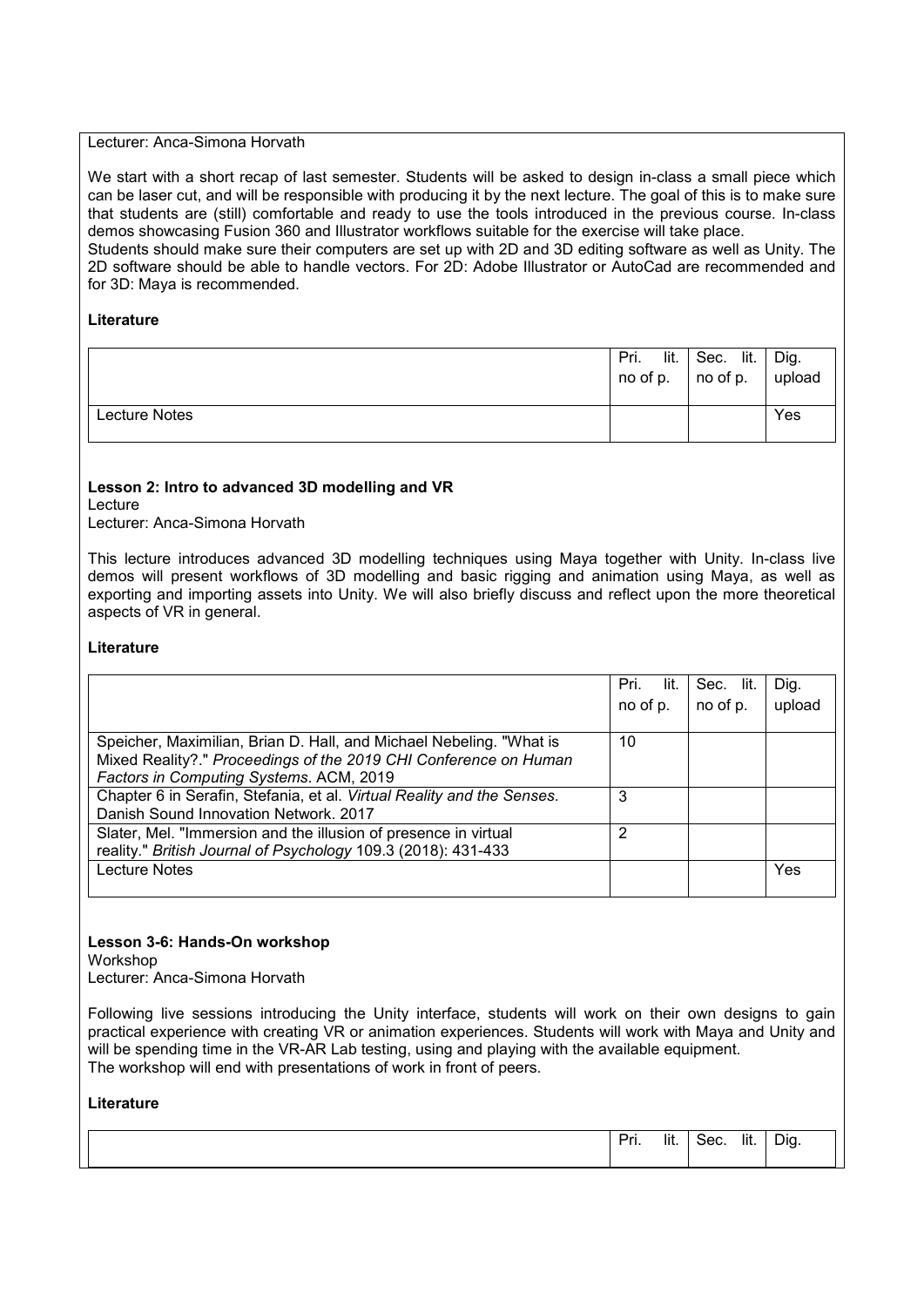Lecturer: Anca-Simona Horvath

We start with a short recap of last semester. Students will be asked to design in-class a small piece which can be laser cut, and will be responsible with producing it by the next lecture. The goal of this is to make sure that students are (still) comfortable and ready to use the tools introduced in the previous course. In-class demos showcasing Fusion 360 and Illustrator workflows suitable for the exercise will take place.
Students should make sure their computers are set up with 2D and 3D editing software as well as Unity. The 2D software should be able to handle vectors. For 2D: Adobe Illustrator or AutoCad are recommended and for 3D: Maya is recommended.

**Literature**

| | Pri. lit. no of p. | Sec. lit. no of p. | Dig. upload |
|---|---|---|---|
| Lecture Notes | | | Yes |

**Lesson 2: Intro to advanced 3D modelling and VR**
Lecture
Lecturer: Anca-Simona Horvath

This lecture introduces advanced 3D modelling techniques using Maya together with Unity. In-class live demos will present workflows of 3D modelling and basic rigging and animation using Maya, as well as exporting and importing assets into Unity. We will also briefly discuss and reflect upon the more theoretical aspects of VR in general.

**Literature**

| | Pri. lit. no of p. | Sec. lit. no of p. | Dig. upload |
|---|---|---|---|
| Speicher, Maximilian, Brian D. Hall, and Michael Nebeling. "What is Mixed Reality?." *Proceedings of the 2019 CHI Conference on Human Factors in Computing Systems*. ACM, 2019 | 10 | | |
| Chapter 6 in Serafin, Stefania, et al. *Virtual Reality and the Senses*. Danish Sound Innovation Network. 2017 | 3 | | |
| Slater, Mel. "Immersion and the illusion of presence in virtual reality." *British Journal of Psychology* 109.3 (2018): 431-433 | 2 | | |
| Lecture Notes | | | Yes |

**Lesson 3-6: Hands-On workshop**
Workshop
Lecturer: Anca-Simona Horvath

Following live sessions introducing the Unity interface, students will work on their own designs to gain practical experience with creating VR or animation experiences. Students will work with Maya and Unity and will be spending time in the VR-AR Lab testing, using and playing with the available equipment.
The workshop will end with presentations of work in front of peers.

**Literature**

| | Pri. lit. | Sec. lit. | Dig. |
|---|---|---|---|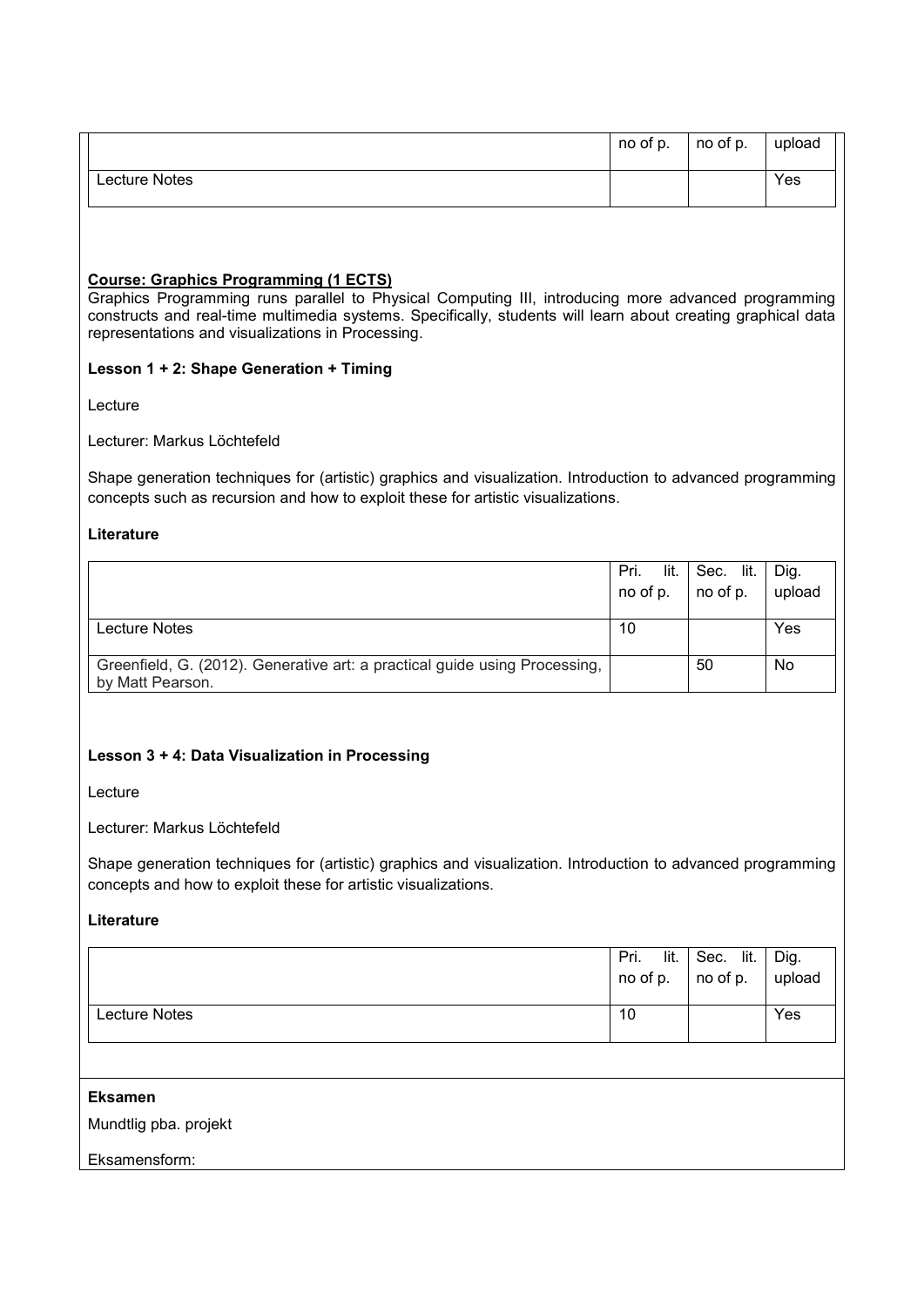| | no of p. | no of p. | upload |
|---|---|---|---|
| Lecture Notes | | | Yes |

**Course: Graphics Programming (1 ECTS)**

Graphics Programming runs parallel to Physical Computing III, introducing more advanced programming constructs and real-time multimedia systems. Specifically, students will learn about creating graphical data representations and visualizations in Processing.

**Lesson 1 + 2: Shape Generation + Timing**

Lecture

Lecturer: Markus Löchtefeld

Shape generation techniques for (artistic) graphics and visualization. Introduction to advanced programming concepts such as recursion and how to exploit these for artistic visualizations.

**Literature**

| | Pri. lit. no of p. | Sec. lit. no of p. | Dig. upload |
|---|---|---|---|
| Lecture Notes | 10 | | Yes |
| Greenfield, G. (2012). Generative art: a practical guide using Processing, by Matt Pearson. | | 50 | No |

**Lesson 3 + 4: Data Visualization in Processing**

Lecture

Lecturer: Markus Löchtefeld

Shape generation techniques for (artistic) graphics and visualization. Introduction to advanced programming concepts and how to exploit these for artistic visualizations.

**Literature**

| | Pri. lit. no of p. | Sec. lit. no of p. | Dig. upload |
|---|---|---|---|
| Lecture Notes | 10 | | Yes |

**Eksamen**

Mundtlig pba. projekt

Eksamensform: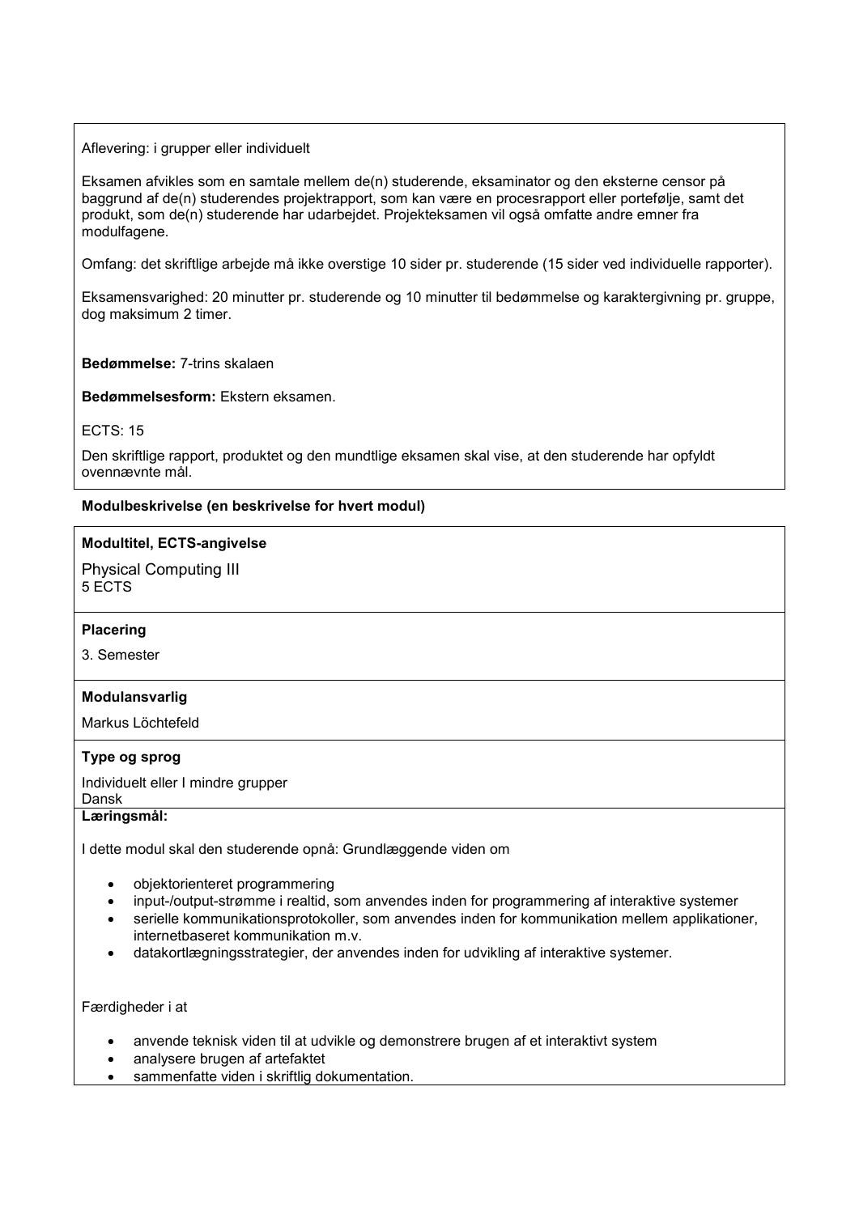Aflevering: i grupper eller individuelt

Eksamen afvikles som en samtale mellem de(n) studerende, eksaminator og den eksterne censor på baggrund af de(n) studerendes projektrapport, som kan være en procesrapport eller portefølje, samt det produkt, som de(n) studerende har udarbejdet. Projekteksamen vil også omfatte andre emner fra modulfagene.

Omfang: det skriftlige arbejde må ikke overstige 10 sider pr. studerende (15 sider ved individuelle rapporter).

Eksamensvarighed: 20 minutter pr. studerende og 10 minutter til bedømmelse og karaktergivning pr. gruppe, dog maksimum 2 timer.

**Bedømmelse:** 7-trins skalaen

**Bedømmelsesform:** Ekstern eksamen.

ECTS: 15

Den skriftlige rapport, produktet og den mundtlige eksamen skal vise, at den studerende har opfyldt ovennævnte mål.

**Modulbeskrivelse (en beskrivelse for hvert modul)**

**Modultitel, ECTS-angivelse**

Physical Computing III
5 ECTS

**Placering**

3. Semester

**Modulansvarlig**

Markus Löchtefeld

**Type og sprog**

Individuelt eller I mindre grupper
Dansk

**Læringsmål:**

I dette modul skal den studerende opnå: Grundlæggende viden om

- objektorienteret programmering
- input-/output-strømme i realtid, som anvendes inden for programmering af interaktive systemer
- serielle kommunikationsprotokoller, som anvendes inden for kommunikation mellem applikationer, internetbaseret kommunikation m.v.
- datakortlægningsstrategier, der anvendes inden for udvikling af interaktive systemer.

Færdigheder i at

- anvende teknisk viden til at udvikle og demonstrere brugen af et interaktivt system
- analysere brugen af artefaktet
- sammenfatte viden i skriftlig dokumentation.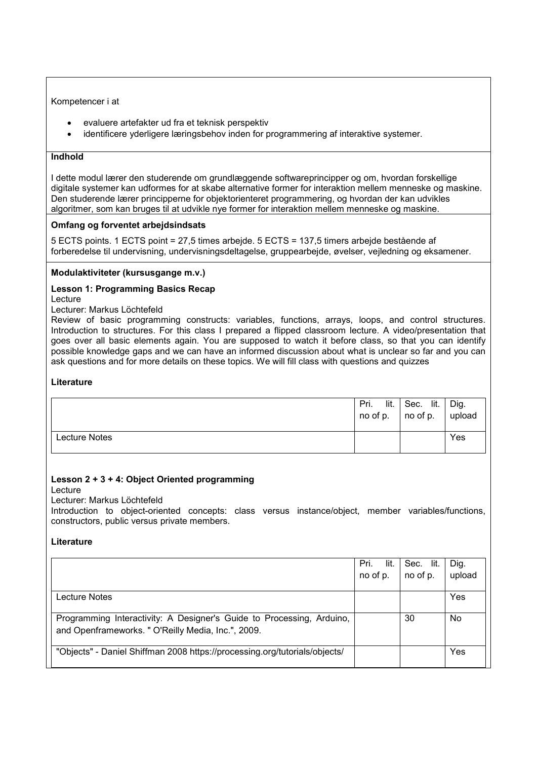Kompetencer i at

- evaluere artefakter ud fra et teknisk perspektiv
- identificere yderligere læringsbehov inden for programmering af interaktive systemer.

**Indhold**

I dette modul lærer den studerende om grundlæggende softwareprincipper og om, hvordan forskellige digitale systemer kan udformes for at skabe alternative former for interaktion mellem menneske og maskine. Den studerende lærer principperne for objektorienteret programmering, og hvordan der kan udvikles algoritmer, som kan bruges til at udvikle nye former for interaktion mellem menneske og maskine.

**Omfang og forventet arbejdsindsats**

5 ECTS points. 1 ECTS point = 27,5 times arbejde. 5 ECTS = 137,5 timers arbejde bestående af forberedelse til undervisning, undervisningsdeltagelse, gruppearbejde, øvelser, vejledning og eksamener.

**Modulaktiviteter (kursusgange m.v.)**

**Lesson 1: Programming Basics Recap**

Lecture

Lecturer: Markus Löchtefeld

Review of basic programming constructs: variables, functions, arrays, loops, and control structures. Introduction to structures. For this class I prepared a flipped classroom lecture. A video/presentation that goes over all basic elements again. You are supposed to watch it before class, so that you can identify possible knowledge gaps and we can have an informed discussion about what is unclear so far and you can ask questions and for more details on these topics. We will fill class with questions and quizzes

**Literature**

| | Pri. lit. no of p. | Sec. lit. no of p. | Dig. upload |
|---|---|---|---|
| Lecture Notes | | | Yes |

**Lesson 2 + 3 + 4: Object Oriented programming**

Lecture

Lecturer: Markus Löchtefeld

Introduction to object-oriented concepts: class versus instance/object, member variables/functions, constructors, public versus private members.

**Literature**

| | Pri. lit. no of p. | Sec. lit. no of p. | Dig. upload |
|---|---|---|---|
| Lecture Notes | | | Yes |
| Programming Interactivity: A Designer's Guide to Processing, Arduino, and Openframeworks. " O'Reilly Media, Inc.", 2009. | | 30 | No |
| "Objects" - Daniel Shiffman 2008 https://processing.org/tutorials/objects/ | | | Yes |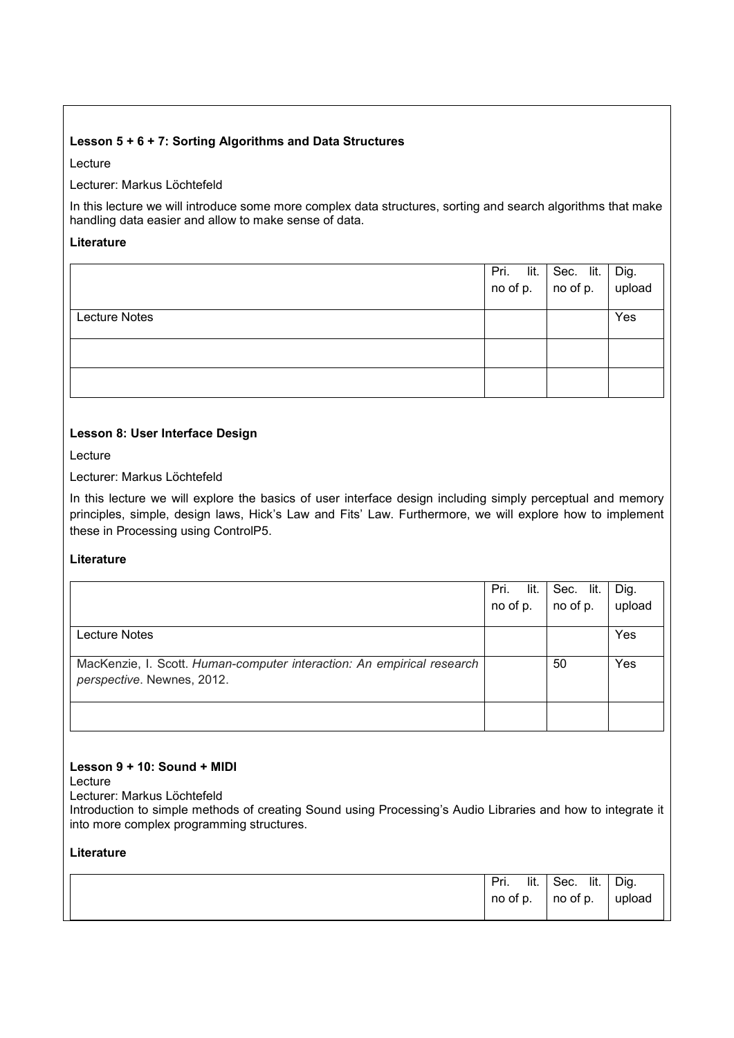**Lesson 5 + 6 + 7: Sorting Algorithms and Data Structures**

Lecture

Lecturer: Markus Löchtefeld

In this lecture we will introduce some more complex data structures, sorting and search algorithms that make handling data easier and allow to make sense of data.

**Literature**

| | Pri. lit. no of p. | Sec. lit. no of p. | Dig. upload |
|---|---|---|---|
| Lecture Notes | | | Yes |
| | | | |
| | | | |

**Lesson 8: User Interface Design**

Lecture

Lecturer: Markus Löchtefeld

In this lecture we will explore the basics of user interface design including simply perceptual and memory principles, simple, design laws, Hick's Law and Fits' Law. Furthermore, we will explore how to implement these in Processing using ControlP5.

**Literature**

| | Pri. lit. no of p. | Sec. lit. no of p. | Dig. upload |
|---|---|---|---|
| Lecture Notes | | | Yes |
| MacKenzie, I. Scott. *Human-computer interaction: An empirical research perspective*. Newnes, 2012. | | 50 | Yes |
| | | | |

**Lesson 9 + 10: Sound + MIDI**

Lecture

Lecturer: Markus Löchtefeld

Introduction to simple methods of creating Sound using Processing's Audio Libraries and how to integrate it into more complex programming structures.

**Literature**

| | Pri. lit. no of p. | Sec. lit. no of p. | Dig. upload |
|---|---|---|---|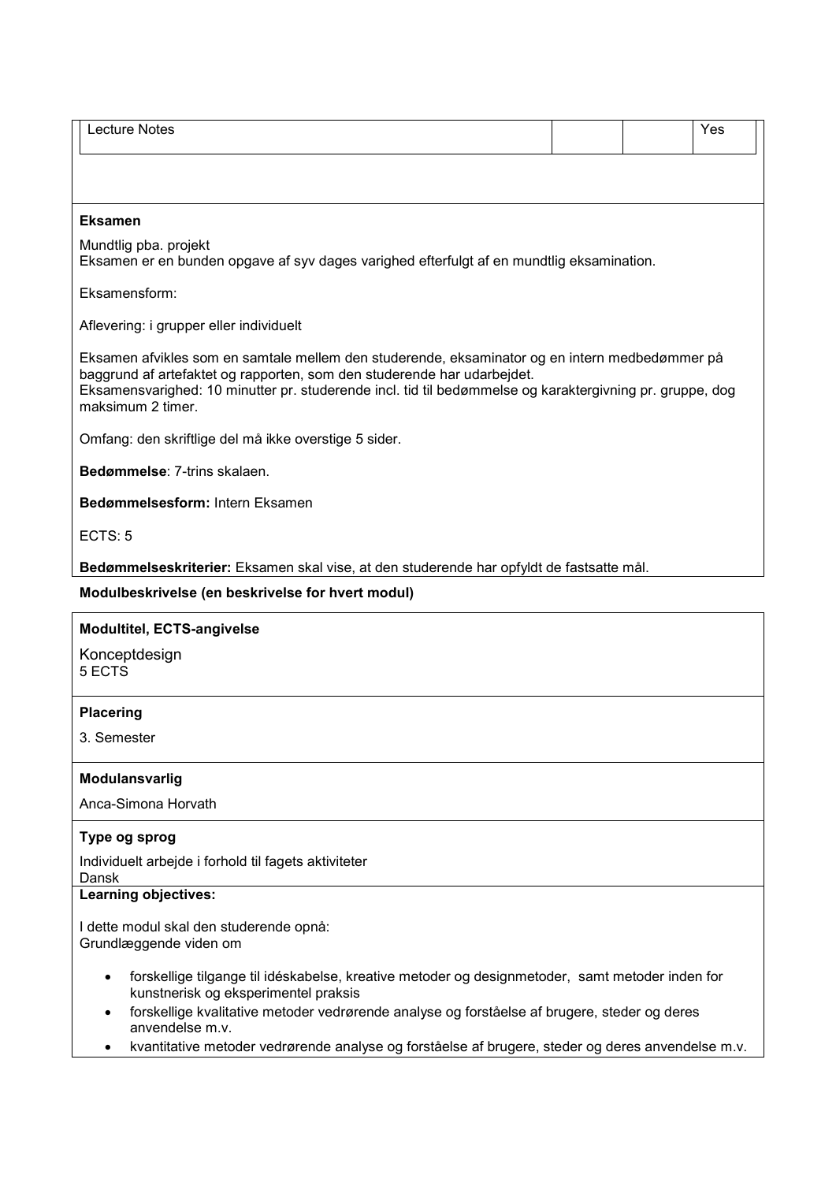| Lecture Notes | | | Yes |
|---|---|---|---|

**Eksamen**

Mundtlig pba. projekt
Eksamen er en bunden opgave af syv dages varighed efterfulgt af en mundtlig eksamination.

Eksamensform:

Aflevering: i grupper eller individuelt

Eksamen afvikles som en samtale mellem den studerende, eksaminator og en intern medbedømmer på baggrund af artefaktet og rapporten, som den studerende har udarbejdet.
Eksamensvarighed: 10 minutter pr. studerende incl. tid til bedømmelse og karaktergivning pr. gruppe, dog maksimum 2 timer.

Omfang: den skriftlige del må ikke overstige 5 sider.

**Bedømmelse**: 7-trins skalaen.

**Bedømmelsesform:** Intern Eksamen

ECTS: 5

**Bedømmelseskriterier:** Eksamen skal vise, at den studerende har opfyldt de fastsatte mål.

**Modulbeskrivelse (en beskrivelse for hvert modul)**

**Modultitel, ECTS-angivelse**

Konceptdesign
5 ECTS

**Placering**

3. Semester

**Modulansvarlig**

Anca-Simona Horvath

**Type og sprog**

Individuelt arbejde i forhold til fagets aktiviteter
Dansk

**Learning objectives:**

I dette modul skal den studerende opnå:
Grundlæggende viden om

- forskellige tilgange til idéskabelse, kreative metoder og designmetoder, samt metoder inden for kunstnerisk og eksperimentel praksis
- forskellige kvalitative metoder vedrørende analyse og forståelse af brugere, steder og deres anvendelse m.v.
- kvantitative metoder vedrørende analyse og forståelse af brugere, steder og deres anvendelse m.v.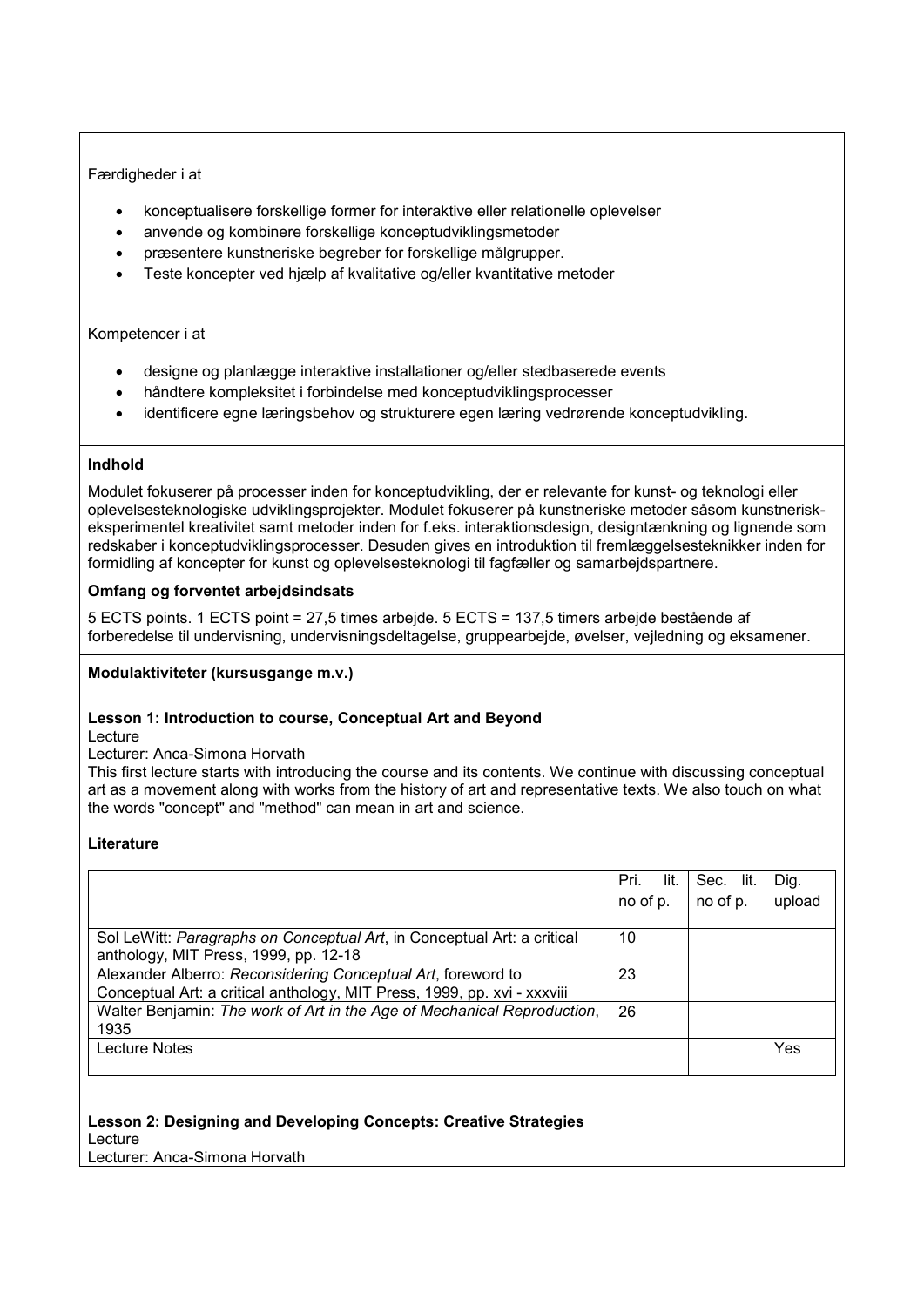Færdigheder i at

- konceptualisere forskellige former for interaktive eller relationelle oplevelser
- anvende og kombinere forskellige konceptudviklingsmetoder
- præsentere kunstneriske begreber for forskellige målgrupper.
- Teste koncepter ved hjælp af kvalitative og/eller kvantitative metoder

Kompetencer i at

- designe og planlægge interaktive installationer og/eller stedbaserede events
- håndtere kompleksitet i forbindelse med konceptudviklingsprocesser
- identificere egne læringsbehov og strukturere egen læring vedrørende konceptudvikling.

**Indhold**

Modulet fokuserer på processer inden for konceptudvikling, der er relevante for kunst- og teknologi eller oplevelsesteknologiske udviklingsprojekter. Modulet fokuserer på kunstneriske metoder såsom kunstnerisk-eksperimentel kreativitet samt metoder inden for f.eks. interaktionsdesign, designtænkning og lignende som redskaber i konceptudviklingsprocesser. Desuden gives en introduktion til fremlæggelsesteknikker inden for formidling af koncepter for kunst og oplevelsesteknologi til fagfæller og samarbejdspartnere.

**Omfang og forventet arbejdsindsats**

5 ECTS points. 1 ECTS point = 27,5 times arbejde. 5 ECTS = 137,5 timers arbejde bestående af forberedelse til undervisning, undervisningsdeltagelse, gruppearbejde, øvelser, vejledning og eksamener.

**Modulaktiviteter (kursusgange m.v.)**

**Lesson 1: Introduction to course, Conceptual Art and Beyond**
Lecture
Lecturer: Anca-Simona Horvath
This first lecture starts with introducing the course and its contents. We continue with discussing conceptual art as a movement along with works from the history of art and representative texts. We also touch on what the words "concept" and "method" can mean in art and science.

**Literature**

| | Pri. lit. no of p. | Sec. lit. no of p. | Dig. upload |
|---|---|---|---|
| Sol LeWitt: *Paragraphs on Conceptual Art*, in Conceptual Art: a critical anthology, MIT Press, 1999, pp. 12-18 | 10 | | |
| Alexander Alberro: *Reconsidering Conceptual Art*, foreword to Conceptual Art: a critical anthology, MIT Press, 1999, pp. xvi - xxxviii | 23 | | |
| Walter Benjamin: *The work of Art in the Age of Mechanical Reproduction*, 1935 | 26 | | |
| Lecture Notes | | | Yes |

**Lesson 2: Designing and Developing Concepts: Creative Strategies**
Lecture
Lecturer: Anca-Simona Horvath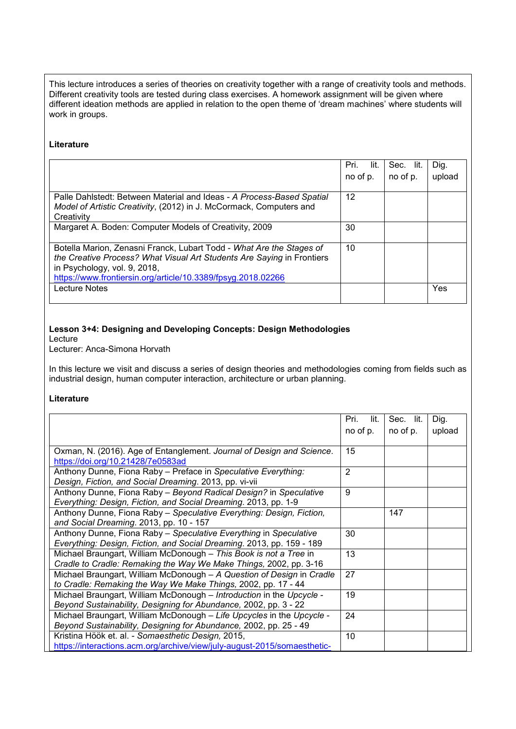This lecture introduces a series of theories on creativity together with a range of creativity tools and methods. Different creativity tools are tested during class exercises. A homework assignment will be given where different ideation methods are applied in relation to the open theme of 'dream machines' where students will work in groups.

**Literature**

| | Pri. lit. no of p. | Sec. lit. no of p. | Dig. upload |
|---|---|---|---|
| Palle Dahlstedt: Between Material and Ideas - *A Process-Based Spatial Model of Artistic Creativity*, (2012) in J. McCormack, Computers and Creativity | 12 | | |
| Margaret A. Boden: Computer Models of Creativity, 2009 | 30 | | |
| Botella Marion, Zenasni Franck, Lubart Todd - *What Are the Stages of the Creative Process? What Visual Art Students Are Saying* in Frontiers in Psychology, vol. 9, 2018, https://www.frontiersin.org/article/10.3389/fpsyg.2018.02266 | 10 | | |
| Lecture Notes | | | Yes |

**Lesson 3+4: Designing and Developing Concepts: Design Methodologies**
Lecture
Lecturer: Anca-Simona Horvath

In this lecture we visit and discuss a series of design theories and methodologies coming from fields such as industrial design, human computer interaction, architecture or urban planning.

**Literature**

| | Pri. lit. no of p. | Sec. lit. no of p. | Dig. upload |
|---|---|---|---|
| Oxman, N. (2016). Age of Entanglement. *Journal of Design and Science*. https://doi.org/10.21428/7e0583ad | 15 | | |
| Anthony Dunne, Fiona Raby – Preface in *Speculative Everything: Design, Fiction, and Social Dreaming*. 2013, pp. vi-vii | 2 | | |
| Anthony Dunne, Fiona Raby – *Beyond Radical Design?* in *Speculative Everything: Design, Fiction, and Social Dreaming*. 2013, pp. 1-9 | 9 | | |
| Anthony Dunne, Fiona Raby – *Speculative Everything: Design, Fiction, and Social Dreaming*. 2013, pp. 10 - 157 | | 147 | |
| Anthony Dunne, Fiona Raby – *Speculative Everything* in *Speculative Everything: Design, Fiction, and Social Dreaming*. 2013, pp. 159 - 189 | 30 | | |
| Michael Braungart, William McDonough – *This Book is not a Tree* in *Cradle to Cradle: Remaking the Way We Make Things,* 2002, pp. 3-16 | 13 | | |
| Michael Braungart, William McDonough – *A Question of Design* in *Cradle to Cradle: Remaking the Way We Make Things,* 2002, pp. 17 - 44 | 27 | | |
| Michael Braungart, William McDonough – *Introduction* in the *Upcycle - Beyond Sustainability, Designing for Abundance,* 2002, pp. 3 - 22 | 19 | | |
| Michael Braungart, William McDonough – *Life Upcycles* in the *Upcycle - Beyond Sustainability, Designing for Abundance,* 2002, pp. 25 - 49 | 24 | | |
| Kristina Höök et. al. - *Somaesthetic Design,* 2015, https://interactions.acm.org/archive/view/july-august-2015/somaesthetic- | 10 | | |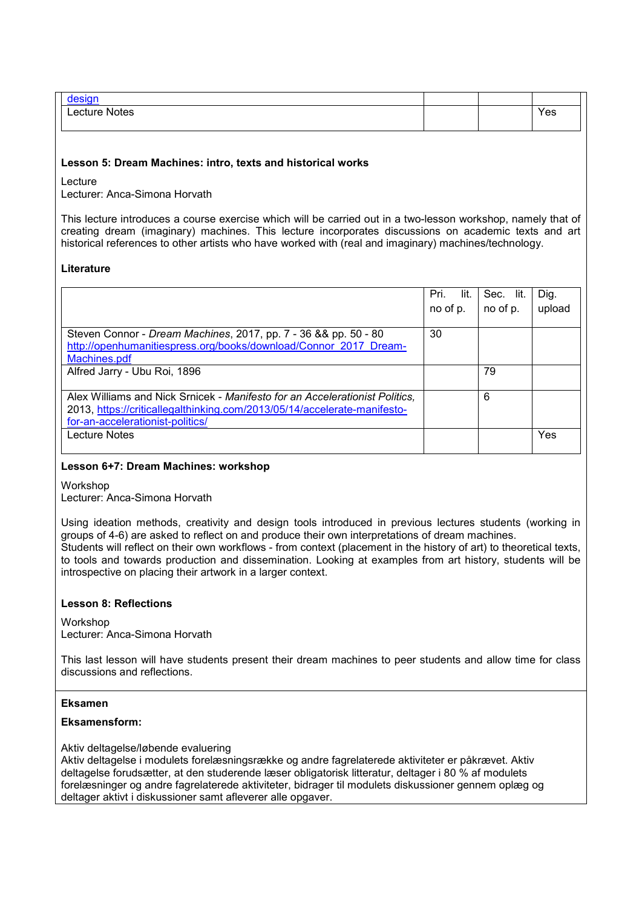| | | | |
|---|---|---|---|
| [design](#) | | | |
| Lecture Notes | | | Yes |

**Lesson 5: Dream Machines: intro, texts and historical works**

Lecture
Lecturer: Anca-Simona Horvath

This lecture introduces a course exercise which will be carried out in a two-lesson workshop, namely that of creating dream (imaginary) machines. This lecture incorporates discussions on academic texts and art historical references to other artists who have worked with (real and imaginary) machines/technology.

**Literature**

| | Pri. lit. no of p. | Sec. lit. no of p. | Dig. upload |
|---|---|---|---|
| Steven Connor - *Dream Machines*, 2017, pp. 7 - 36 && pp. 50 - 80 [http://openhumanitiespress.org/books/download/Connor_2017_Dream-Machines.pdf](http://openhumanitiespress.org/books/download/Connor_2017_Dream-Machines.pdf) | 30 | | |
| Alfred Jarry - Ubu Roi, 1896 | | 79 | |
| Alex Williams and Nick Srnicek - *Manifesto for an Accelerationist Politics*, 2013, [https://criticallegalthinking.com/2013/05/14/accelerate-manifesto-for-an-accelerationist-politics/](https://criticallegalthinking.com/2013/05/14/accelerate-manifesto-for-an-accelerationist-politics/) | | 6 | |
| Lecture Notes | | | Yes |

**Lesson 6+7: Dream Machines: workshop**

Workshop
Lecturer: Anca-Simona Horvath

Using ideation methods, creativity and design tools introduced in previous lectures students (working in groups of 4-6) are asked to reflect on and produce their own interpretations of dream machines.
Students will reflect on their own workflows - from context (placement in the history of art) to theoretical texts, to tools and towards production and dissemination. Looking at examples from art history, students will be introspective on placing their artwork in a larger context.

**Lesson 8: Reflections**

Workshop
Lecturer: Anca-Simona Horvath

This last lesson will have students present their dream machines to peer students and allow time for class discussions and reflections.

**Eksamen**

**Eksamensform:**

Aktiv deltagelse/løbende evaluering
Aktiv deltagelse i modulets forelæsningsrække og andre fagrelaterede aktiviteter er påkrævet. Aktiv deltagelse forudsætter, at den studerende læser obligatorisk litteratur, deltager i 80 % af modulets forelæsninger og andre fagrelaterede aktiviteter, bidrager til modulets diskussioner gennem oplæg og deltager aktivt i diskussioner samt afleverer alle opgaver.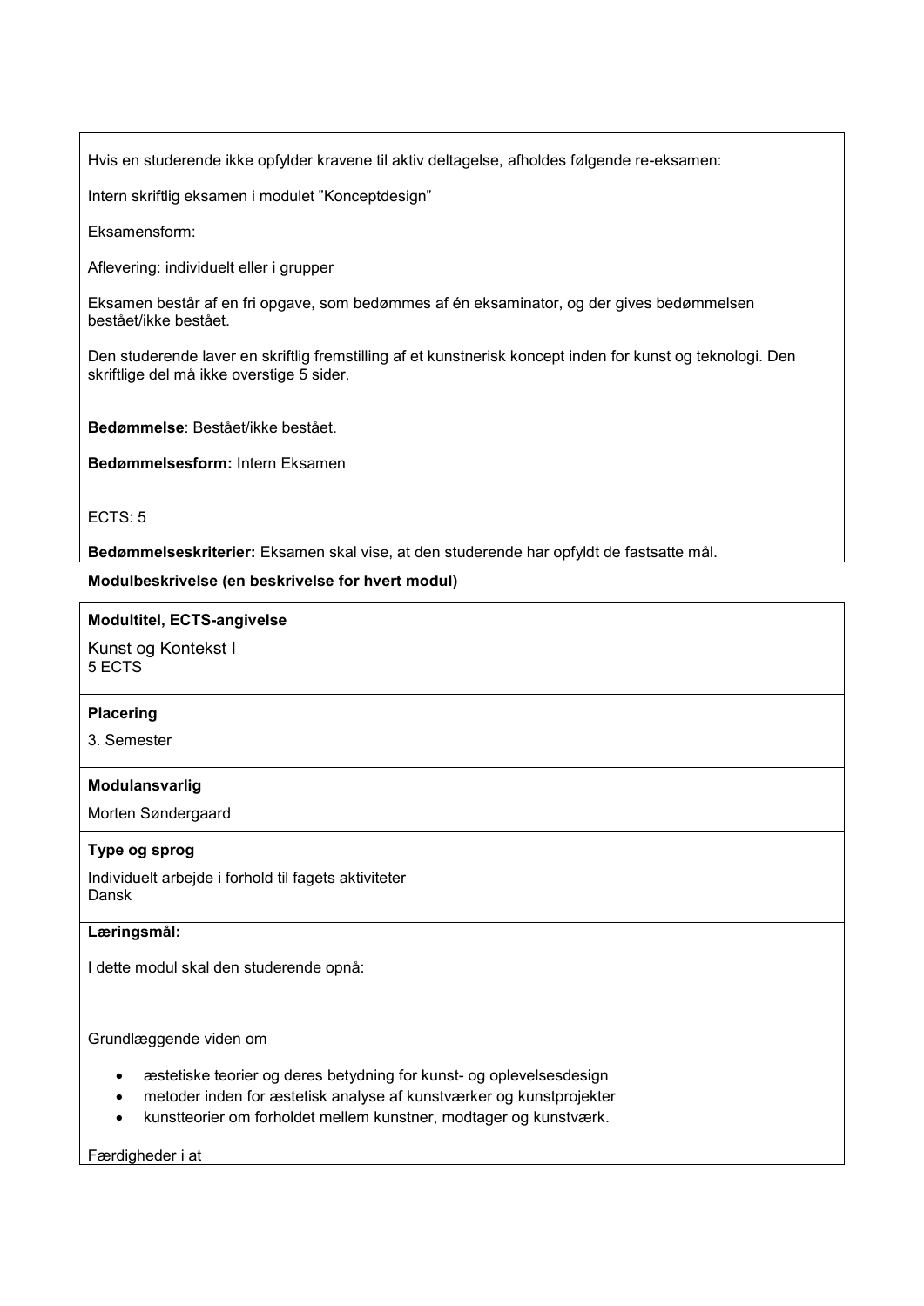Hvis en studerende ikke opfylder kravene til aktiv deltagelse, afholdes følgende re-eksamen:

Intern skriftlig eksamen i modulet "Konceptdesign"

Eksamensform:

Aflevering: individuelt eller i grupper

Eksamen består af en fri opgave, som bedømmes af én eksaminator, og der gives bedømmelsen bestået/ikke bestået.

Den studerende laver en skriftlig fremstilling af et kunstnerisk koncept inden for kunst og teknologi. Den skriftlige del må ikke overstige 5 sider.

**Bedømmelse**: Bestået/ikke bestået.

**Bedømmelsesform:** Intern Eksamen

ECTS: 5

**Bedømmelseskriterier:** Eksamen skal vise, at den studerende har opfyldt de fastsatte mål.

**Modulbeskrivelse (en beskrivelse for hvert modul)**

**Modultitel, ECTS-angivelse**

Kunst og Kontekst I
5 ECTS

**Placering**

3. Semester

**Modulansvarlig**

Morten Søndergaard

**Type og sprog**

Individuelt arbejde i forhold til fagets aktiviteter
Dansk

**Læringsmål:**

I dette modul skal den studerende opnå:

Grundlæggende viden om

- æstetiske teorier og deres betydning for kunst- og oplevelsesdesign
- metoder inden for æstetisk analyse af kunstværker og kunstprojekter
- kunstteorier om forholdet mellem kunstner, modtager og kunstværk.

Færdigheder i at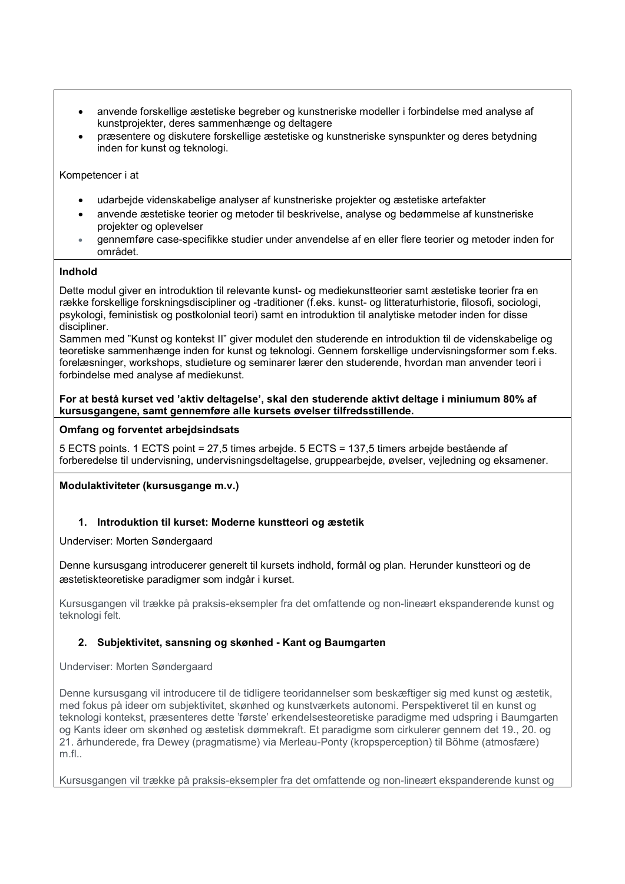- anvende forskellige æstetiske begreber og kunstneriske modeller i forbindelse med analyse af kunstprojekter, deres sammenhænge og deltagere
- præsentere og diskutere forskellige æstetiske og kunstneriske synspunkter og deres betydning inden for kunst og teknologi.

Kompetencer i at

- udarbejde videnskabelige analyser af kunstneriske projekter og æstetiske artefakter
- anvende æstetiske teorier og metoder til beskrivelse, analyse og bedømmelse af kunstneriske projekter og oplevelser
- gennemføre case-specifikke studier under anvendelse af en eller flere teorier og metoder inden for området.

**Indhold**

Dette modul giver en introduktion til relevante kunst- og mediekunstteorier samt æstetiske teorier fra en række forskellige forskningsdiscipliner og -traditioner (f.eks. kunst- og litteraturhistorie, filosofi, sociologi, psykologi, feministisk og postkolonial teori) samt en introduktion til analytiske metoder inden for disse discipliner.
Sammen med ”Kunst og kontekst II” giver modulet den studerende en introduktion til de videnskabelige og teoretiske sammenhænge inden for kunst og teknologi. Gennem forskellige undervisningsformer som f.eks. forelæsninger, workshops, studieture og seminarer lærer den studerende, hvordan man anvender teori i forbindelse med analyse af mediekunst.

**For at bestå kurset ved ’aktiv deltagelse’, skal den studerende aktivt deltage i miniumum 80% af kursusgangene, samt gennemføre alle kursets øvelser tilfredsstillende.**

**Omfang og forventet arbejdsindsats**

5 ECTS points. 1 ECTS point = 27,5 times arbejde. 5 ECTS = 137,5 timers arbejde bestående af forberedelse til undervisning, undervisningsdeltagelse, gruppearbejde, øvelser, vejledning og eksamener.

**Modulaktiviteter (kursusgange m.v.)**

1. **Introduktion til kurset: Moderne kunstteori og æstetik**

Underviser: Morten Søndergaard

Denne kursusgang introducerer generelt til kursets indhold, formål og plan. Herunder kunstteori og de æstetiskteoretiske paradigmer som indgår i kurset.

Kursusgangen vil trække på praksis-eksempler fra det omfattende og non-lineært ekspanderende kunst og teknologi felt.

2. **Subjektivitet, sansning og skønhed - Kant og Baumgarten**

Underviser: Morten Søndergaard

Denne kursusgang vil introducere til de tidligere teoridannelser som beskæftiger sig med kunst og æstetik, med fokus på ideer om subjektivitet, skønhed og kunstværkets autonomi. Perspektiveret til en kunst og teknologi kontekst, præsenteres dette ’første’ erkendelsesteoretiske paradigme med udspring i Baumgarten og Kants ideer om skønhed og æstetisk dømmekraft. Et paradigme som cirkulerer gennem det 19., 20. og 21. århunderede, fra Dewey (pragmatisme) via Merleau-Ponty (kropsperception) til Böhme (atmosfære) m.fl..

Kursusgangen vil trække på praksis-eksempler fra det omfattende og non-lineært ekspanderende kunst og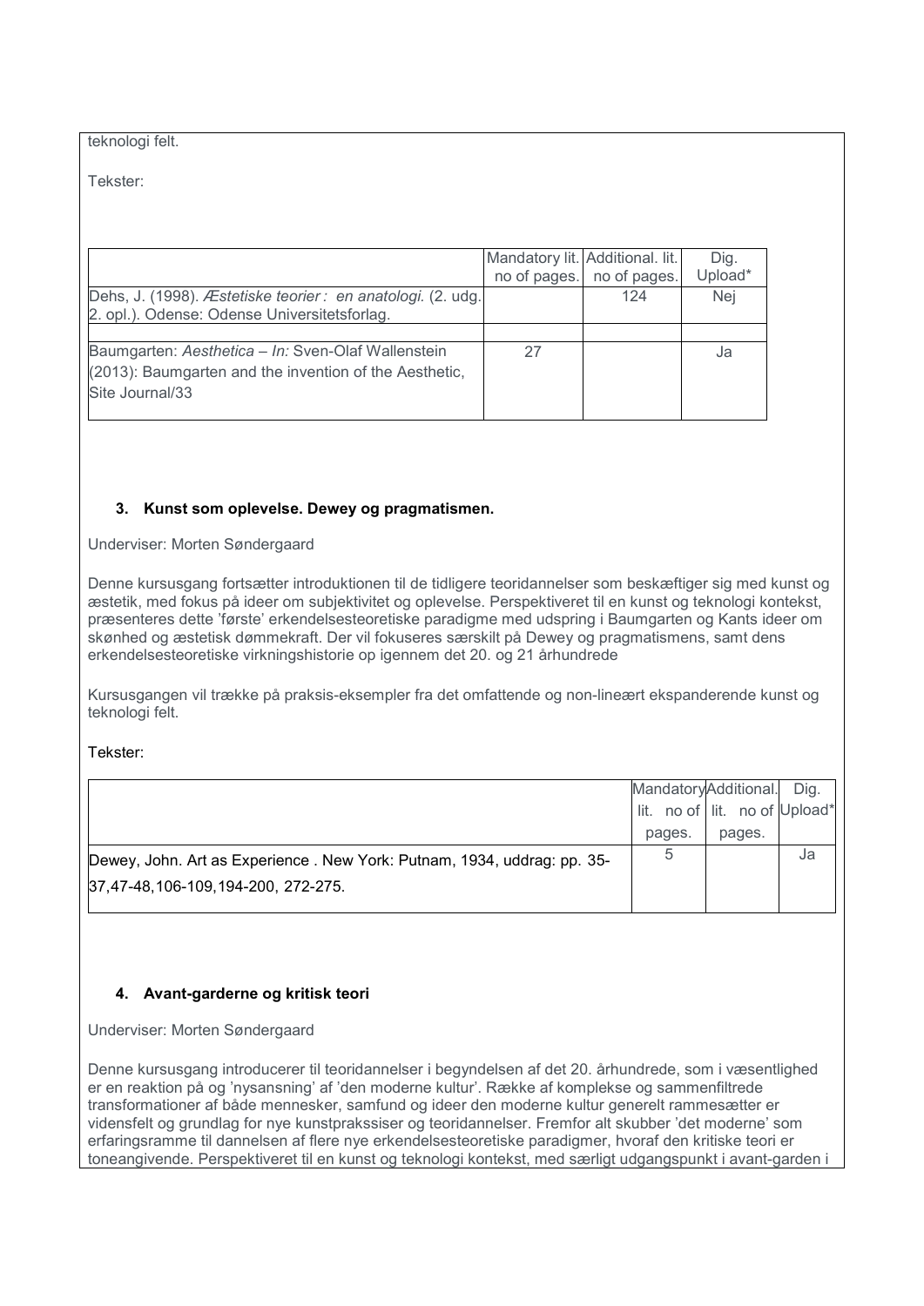teknologi felt.

Tekster:

| | Mandatory lit. no of pages. | Additional. lit. no of pages. | Dig. Upload* |
|---|---|---|---|
| Dehs, J. (1998). *Æstetiske teorier : en anatologi.* (2. udg. 2. opl.). Odense: Odense Universitetsforlag. | | 124 | Nej |
| | | | |
| Baumgarten: *Aesthetica – In:* Sven-Olaf Wallenstein (2013): Baumgarten and the invention of the Aesthetic, Site Journal/33 | 27 | | Ja |

### 3. Kunst som oplevelse. Dewey og pragmatismen.

Underviser: Morten Søndergaard

Denne kursusgang fortsætter introduktionen til de tidligere teoridannelser som beskæftiger sig med kunst og æstetik, med fokus på ideer om subjektivitet og oplevelse. Perspektiveret til en kunst og teknologi kontekst, præsenteres dette 'første' erkendelsesteoretiske paradigme med udspring i Baumgarten og Kants ideer om skønhed og æstetisk dømmekraft. Der vil fokuseres særskilt på Dewey og pragmatismens, samt dens erkendelsesteoretiske virkningshistorie op igennem det 20. og 21 århundrede

Kursusgangen vil trække på praksis-eksempler fra det omfattende og non-lineært ekspanderende kunst og teknologi felt.

Tekster:

| | Mandatory lit. no of pages. | Additional. lit. no of pages. | Dig. Upload* |
|---|---|---|---|
| Dewey, John. Art as Experience . New York: Putnam, 1934, uddrag: pp. 35-37,47-48,106-109,194-200, 272-275. | 5 | | Ja |

### 4. Avant-garderne og kritisk teori

Underviser: Morten Søndergaard

Denne kursusgang introducerer til teoridannelser i begyndelsen af det 20. århundrede, som i væsentlighed er en reaktion på og 'nysansning' af 'den moderne kultur'. Række af komplekse og sammenfiltrede transformationer af både mennesker, samfund og ideer den moderne kultur generelt rammesætter er vidensfelt og grundlag for nye kunstprakssiser og teoridannelser. Fremfor alt skubber 'det moderne' som erfaringsramme til dannelsen af flere nye erkendelsesteoretiske paradigmer, hvoraf den kritiske teori er toneangivende. Perspektiveret til en kunst og teknologi kontekst, med særligt udgangspunkt i avant-garden i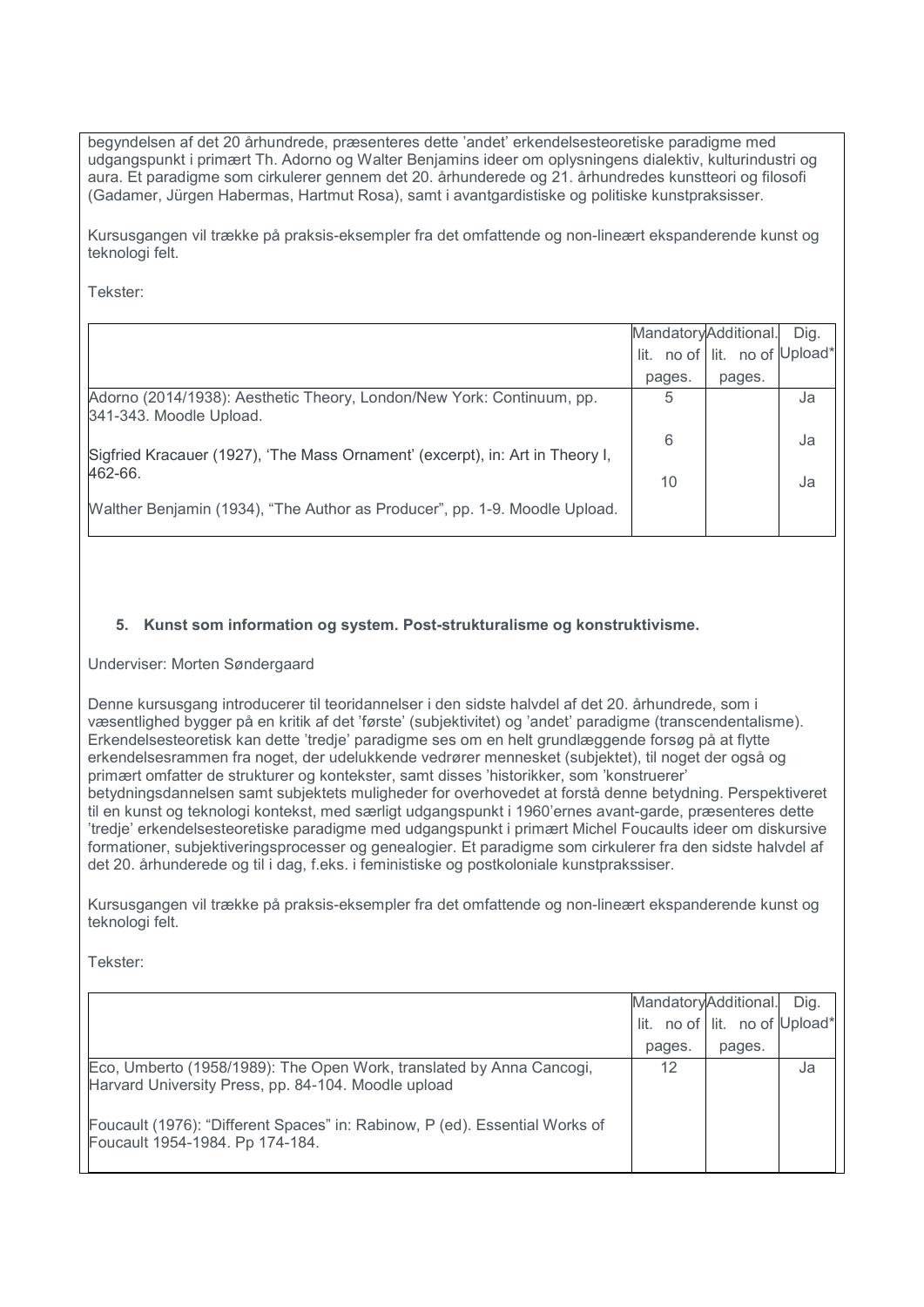begyndelsen af det 20 århundrede, præsenteres dette 'andet' erkendelsesteoretiske paradigme med udgangspunkt i primært Th. Adorno og Walter Benjamins ideer om oplysningens dialektiv, kulturindustri og aura. Et paradigme som cirkulerer gennem det 20. århunderede og 21. århundredes kunstteori og filosofi (Gadamer, Jürgen Habermas, Hartmut Rosa), samt i avantgardistiske og politiske kunstpraksisser.

Kursusgangen vil trække på praksis-eksempler fra det omfattende og non-lineært ekspanderende kunst og teknologi felt.

Tekster:

| | Mandatory lit. no of pages. | Additional. lit. no of pages. | Dig. Upload* |
|---|---|---|---|
| Adorno (2014/1938): Aesthetic Theory, London/New York: Continuum, pp. 341-343. Moodle Upload. | 5 | | Ja |
| Sigfried Kracauer (1927), 'The Mass Ornament' (excerpt), in: Art in Theory I, 462-66. | 6 | | Ja |
| Walther Benjamin (1934), "The Author as Producer", pp. 1-9. Moodle Upload. | 10 | | Ja |

### 5. Kunst som information og system. Post-strukturalisme og konstruktivisme.

Underviser: Morten Søndergaard

Denne kursusgang introducerer til teoridannelser i den sidste halvdel af det 20. århundrede, som i væsentlighed bygger på en kritik af det 'første' (subjektivitet) og 'andet' paradigme (transcendentalisme). Erkendelsesteoretisk kan dette 'tredje' paradigme ses om en helt grundlæggende forsøg på at flytte erkendelsesrammen fra noget, der udelukkende vedrører mennesket (subjektet), til noget der også og primært omfatter de strukturer og kontekster, samt disses 'historikker, som 'konstruerer' betydningsdannelsen samt subjektets muligheder for overhovedet at forstå denne betydning. Perspektiveret til en kunst og teknologi kontekst, med særligt udgangspunkt i 1960'ernes avant-garde, præsenteres dette 'tredje' erkendelsesteoretiske paradigme med udgangspunkt i primært Michel Foucaults ideer om diskursive formationer, subjektiveringsprocesser og genealogier. Et paradigme som cirkulerer fra den sidste halvdel af det 20. århunderede og til i dag, f.eks. i feministiske og postkoloniale kunstprakssiser.

Kursusgangen vil trække på praksis-eksempler fra det omfattende og non-lineært ekspanderende kunst og teknologi felt.

Tekster:

| | Mandatory lit. no of pages. | Additional. lit. no of pages. | Dig. Upload* |
|---|---|---|---|
| Eco, Umberto (1958/1989): The Open Work, translated by Anna Cancogi, Harvard University Press, pp. 84-104. Moodle upload | 12 | | Ja |
| Foucault (1976): "Different Spaces" in: Rabinow, P (ed). Essential Works of Foucault 1954-1984. Pp 174-184. | | | |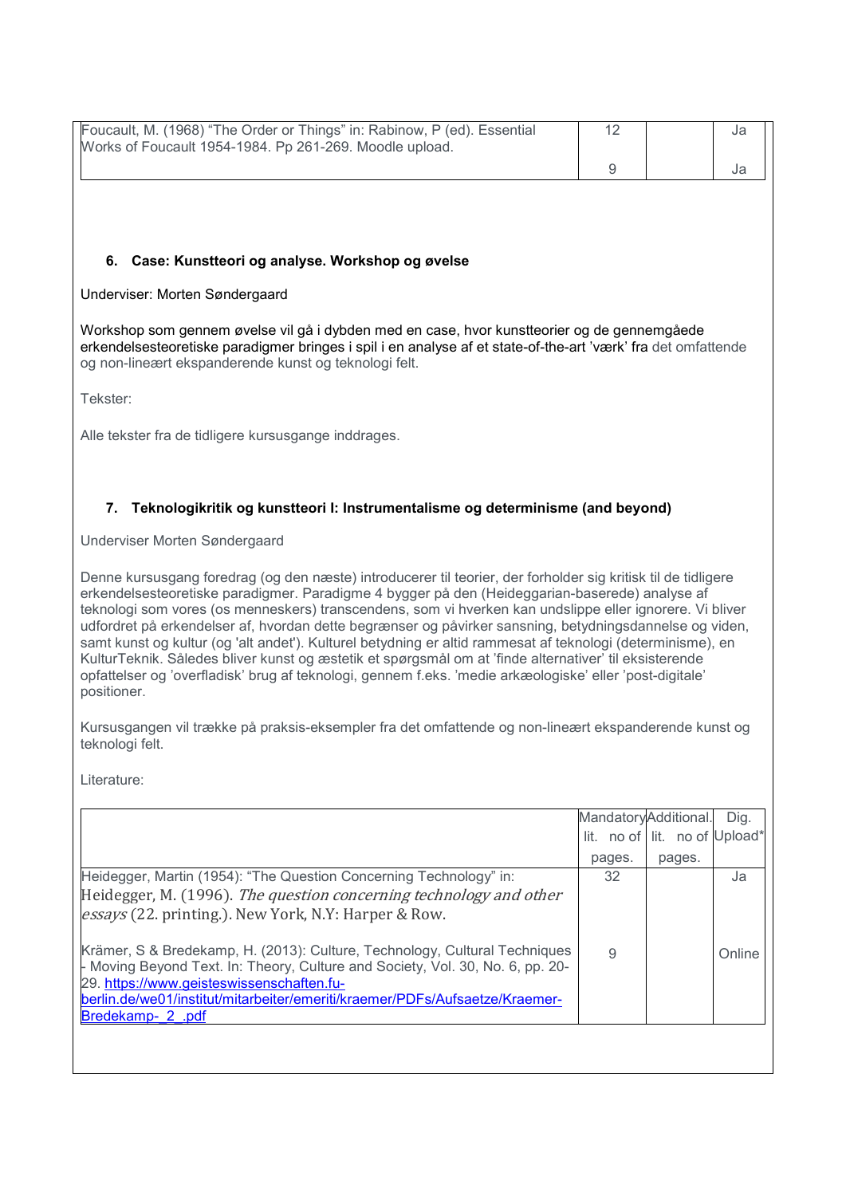| | | | |
|---|---|---|---|
| Foucault, M. (1968) "The Order or Things" in: Rabinow, P (ed). Essential Works of Foucault 1954-1984. Pp 261-269. Moodle upload. | 12 | | Ja |
| | 9 | | Ja |

### 6. Case: Kunstteori og analyse. Workshop og øvelse

Underviser: Morten Søndergaard

Workshop som gennem øvelse vil gå i dybden med en case, hvor kunstteorier og de gennemgåede erkendelsesteoretiske paradigmer bringes i spil i en analyse af et state-of-the-art 'værk' fra det omfattende og non-lineært ekspanderende kunst og teknologi felt.

Tekster:

Alle tekster fra de tidligere kursusgange inddrages.

### 7. Teknologikritik og kunstteori I: Instrumentalisme og determinisme (and beyond)

Underviser Morten Søndergaard

Denne kursusgang foredrag (og den næste) introducerer til teorier, der forholder sig kritisk til de tidligere erkendelsesteoretiske paradigmer. Paradigme 4 bygger på den (Heideggarian-baserede) analyse af teknologi som vores (os menneskers) transcendens, som vi hverken kan undslippe eller ignorere. Vi bliver udfordret på erkendelser af, hvordan dette begrænser og påvirker sansning, betydningsdannelse og viden, samt kunst og kultur (og 'alt andet'). Kulturel betydning er altid rammesat af teknologi (determinisme), en KulturTeknik. Således bliver kunst og æstetik et spørgsmål om at 'finde alternativer' til eksisterende opfattelser og 'overfladisk' brug af teknologi, gennem f.eks. 'medie arkæologiske' eller 'post-digitale' positioner.

Kursusgangen vil trække på praksis-eksempler fra det omfattende og non-lineært ekspanderende kunst og teknologi felt.

Literature:

| | Mandatory lit. no of pages. | Additional. lit. no of pages. | Dig. Upload* |
|---|---|---|---|
| Heidegger, Martin (1954): "The Question Concerning Technology" in: Heidegger, M. (1996). *The question concerning technology and other essays* (22. printing.). New York, N.Y: Harper & Row. | 32 | | Ja |
| Krämer, S & Bredekamp, H. (2013): Culture, Technology, Cultural Techniques - Moving Beyond Text. In: Theory, Culture and Society, Vol. 30, No. 6, pp. 20-29. https://www.geisteswissenschaften.fu-berlin.de/we01/institut/mitarbeiter/emeriti/kraemer/PDFs/Aufsaetze/Kraemer-Bredekamp-_2_.pdf | 9 | | Online |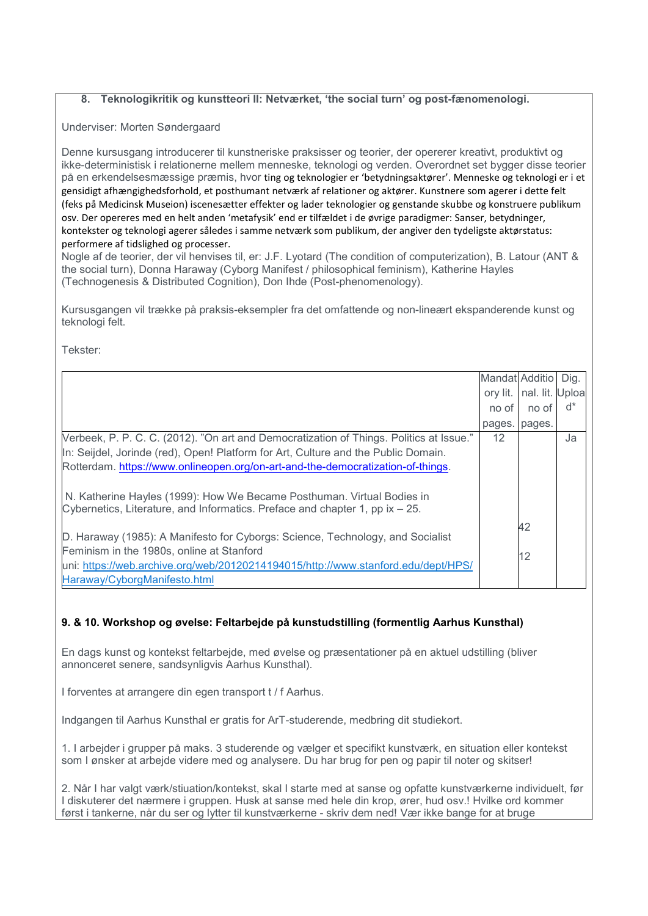## 8. Teknologikritik og kunstteori II: Netværket, 'the social turn' og post-fænomenologi.

Underviser: Morten Søndergaard

Denne kursusgang introducerer til kunstneriske praksisser og teorier, der opererer kreativt, produktivt og ikke-deterministisk i relationerne mellem menneske, teknologi og verden. Overordnet set bygger disse teorier på en erkendelsesmæssige præmis, hvor ting og teknologier er 'betydningsaktører'. Menneske og teknologi er i et gensidigt afhængighedsforhold, et posthumant netværk af relationer og aktører. Kunstnere som agerer i dette felt (feks på Medicinsk Museion) iscenesætter effekter og lader teknologier og genstande skubbe og konstruere publikum osv. Der opereres med en helt anden 'metafysik' end er tilfældet i de øvrige paradigmer: Sanser, betydninger, kontekster og teknologi agerer således i samme netværk som publikum, der angiver den tydeligste aktørstatus: performere af tidslighed og processer.
Nogle af de teorier, der vil henvises til, er: J.F. Lyotard (The condition of computerization), B. Latour (ANT & the social turn), Donna Haraway (Cyborg Manifest / philosophical feminism), Katherine Hayles (Technogenesis & Distributed Cognition), Don Ihde (Post-phenomenology).

Kursusgangen vil trække på praksis-eksempler fra det omfattende og non-lineært ekspanderende kunst og teknologi felt.

Tekster:

| | Mandatory lit. no of pages. | Additional lit. no of pages. | Dig. Upload* |
|---|---|---|---|
| Verbeek, P. P. C. C. (2012). "On art and Democratization of Things. Politics at Issue." In: Seijdel, Jorinde (red), Open! Platform for Art, Culture and the Public Domain. Rotterdam. https://www.onlineopen.org/on-art-and-the-democratization-of-things. | 12 | | Ja |
| N. Katherine Hayles (1999): How We Became Posthuman. Virtual Bodies in Cybernetics, Literature, and Informatics. Preface and chapter 1, pp ix – 25. | | 42 | |
| D. Haraway (1985): A Manifesto for Cyborgs: Science, Technology, and Socialist Feminism in the 1980s, online at Stanford uni: https://web.archive.org/web/20120214194015/http://www.stanford.edu/dept/HPS/Haraway/CyborgManifesto.html | | 12 | |

**9. & 10. Workshop og øvelse: Feltarbejde på kunstudstilling (formentlig Aarhus Kunsthal)**

En dags kunst og kontekst feltarbejde, med øvelse og præsentationer på en aktuel udstilling (bliver annonceret senere, sandsynligvis Aarhus Kunsthal).

I forventes at arrangere din egen transport t / f Aarhus.

Indgangen til Aarhus Kunsthal er gratis for ArT-studerende, medbring dit studiekort.

1. I arbejder i grupper på maks. 3 studerende og vælger et specifikt kunstværk, en situation eller kontekst som I ønsker at arbejde videre med og analysere. Du har brug for pen og papir til noter og skitser!

2. Når I har valgt værk/stiuation/kontekst, skal I starte med at sanse og opfatte kunstværkerne individuelt, før I diskuterer det nærmere i gruppen. Husk at sanse med hele din krop, ører, hud osv.! Hvilke ord kommer først i tankerne, når du ser og lytter til kunstværkerne - skriv dem ned! Vær ikke bange for at bruge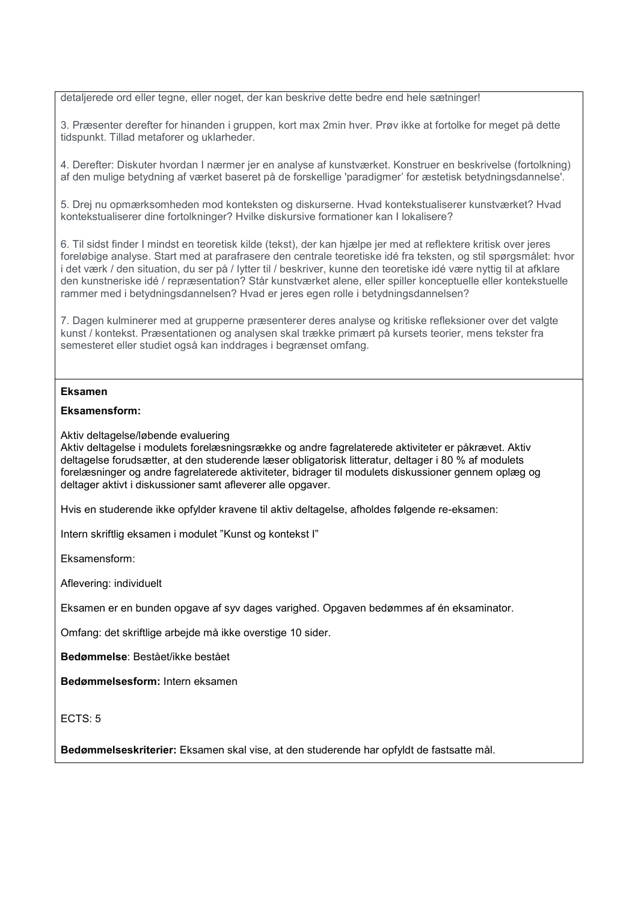detaljerede ord eller tegne, eller noget, der kan beskrive dette bedre end hele sætninger!

3. Præsenter derefter for hinanden i gruppen, kort max 2min hver. Prøv ikke at fortolke for meget på dette tidspunkt. Tillad metaforer og uklarheder.

4. Derefter: Diskuter hvordan I nærmer jer en analyse af kunstværket. Konstruer en beskrivelse (fortolkning) af den mulige betydning af værket baseret på de forskellige 'paradigmer' for æstetisk betydningsdannelse'.

5. Drej nu opmærksomheden mod konteksten og diskurserne. Hvad kontekstualiserer kunstværket? Hvad kontekstualiserer dine fortolkninger? Hvilke diskursive formationer kan I lokalisere?

6. Til sidst finder I mindst en teoretisk kilde (tekst), der kan hjælpe jer med at reflektere kritisk over jeres foreløbige analyse. Start med at parafrasere den centrale teoretiske idé fra teksten, og stil spørgsmålet: hvor i det værk / den situation, du ser på / lytter til / beskriver, kunne den teoretiske idé være nyttig til at afklare den kunstneriske idé / repræsentation? Står kunstværket alene, eller spiller konceptuelle eller kontekstuelle rammer med i betydningsdannelsen? Hvad er jeres egen rolle i betydningsdannelsen?

7. Dagen kulminerer med at grupperne præsenterer deres analyse og kritiske refleksioner over det valgte kunst / kontekst. Præsentationen og analysen skal trække primært på kursets teorier, mens tekster fra semesteret eller studiet også kan inddrages i begrænset omfang.

**Eksamen**

**Eksamensform:**

Aktiv deltagelse/løbende evaluering
Aktiv deltagelse i modulets forelæsningsrække og andre fagrelaterede aktiviteter er påkrævet. Aktiv deltagelse forudsætter, at den studerende læser obligatorisk litteratur, deltager i 80 % af modulets forelæsninger og andre fagrelaterede aktiviteter, bidrager til modulets diskussioner gennem oplæg og deltager aktivt i diskussioner samt afleverer alle opgaver.

Hvis en studerende ikke opfylder kravene til aktiv deltagelse, afholdes følgende re-eksamen:

Intern skriftlig eksamen i modulet "Kunst og kontekst I"

Eksamensform:

Aflevering: individuelt

Eksamen er en bunden opgave af syv dages varighed. Opgaven bedømmes af én eksaminator.

Omfang: det skriftlige arbejde må ikke overstige 10 sider.

**Bedømmelse**: Bestået/ikke bestået

**Bedømmelsesform:** Intern eksamen

ECTS: 5

**Bedømmelseskriterier:** Eksamen skal vise, at den studerende har opfyldt de fastsatte mål.